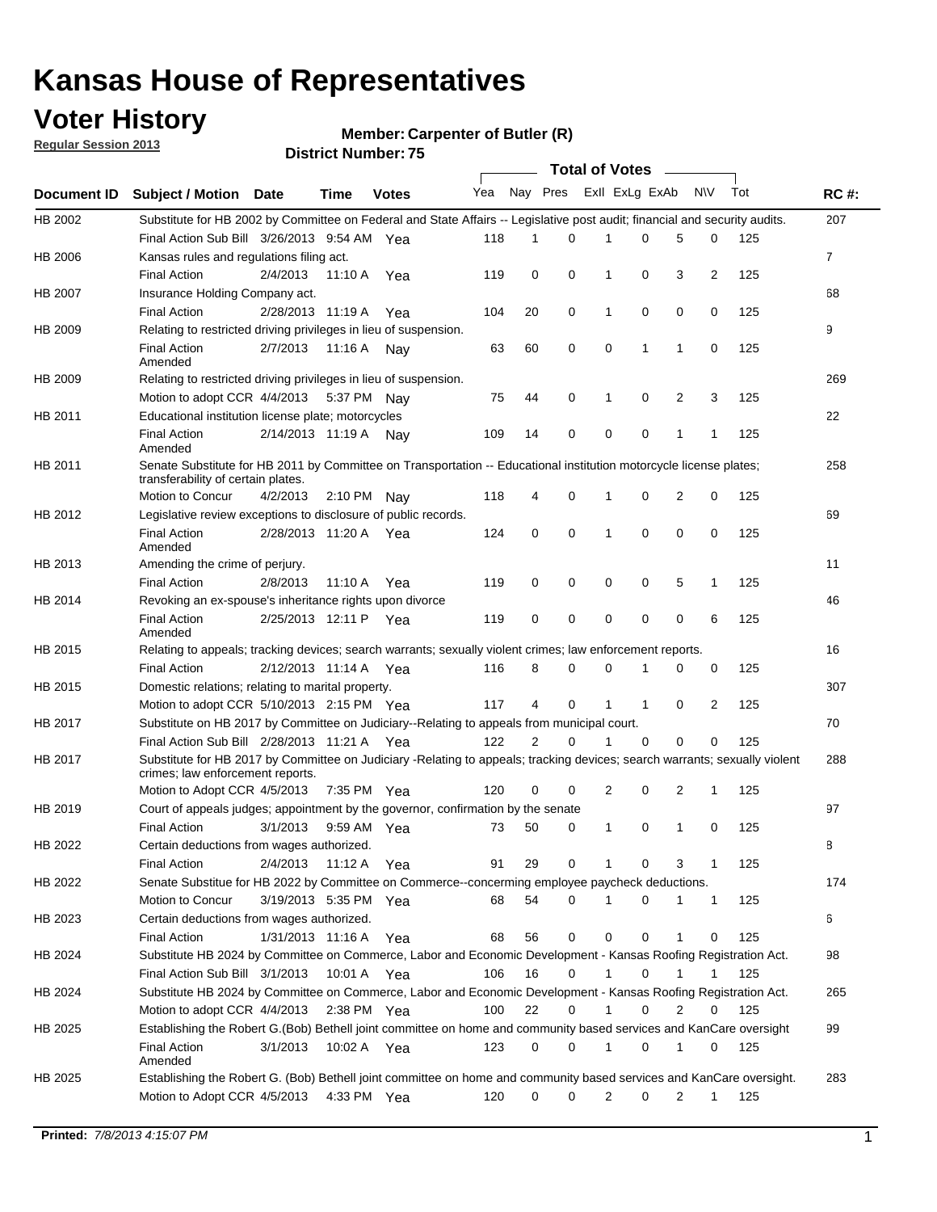# Kansas House of Representatives

## Voter History

**Regular Session 2013**

**Member: Carpenter of Butler (R)**

**District Number: 75**

| Document ID | Subject / Motion | Date | Time | Votes | Yea | Nay | Pres | ExII | ExLg | ExAb | N\V | Tot | RC #: |
|---|---|---|---|---|---|---|---|---|---|---|---|---|---|
| HB 2002 | Substitute for HB 2002 by Committee on Federal and State Affairs -- Legislative post audit; financial and security audits. | | | | | | | | | | | | 207 |
| | Final Action Sub Bill | 3/26/2013 | 9:54 AM | Yea | 118 | 1 | 0 | 1 | 0 | 5 | 0 | 125 | |
| HB 2006 | Kansas rules and regulations filing act. | | | | | | | | | | | | 7 |
| | Final Action | 2/4/2013 | 11:10 A | Yea | 119 | 0 | 0 | 1 | 0 | 3 | 2 | 125 | |
| HB 2007 | Insurance Holding Company act. | | | | | | | | | | | | 68 |
| | Final Action | 2/28/2013 | 11:19 A | Yea | 104 | 20 | 0 | 1 | 0 | 0 | 0 | 125 | |
| HB 2009 | Relating to restricted driving privileges in lieu of suspension. | | | | | | | | | | | | 9 |
| | Final Action Amended | 2/7/2013 | 11:16 A | Nay | 63 | 60 | 0 | 0 | 1 | 1 | 0 | 125 | |
| HB 2009 | Relating to restricted driving privileges in lieu of suspension. | | | | | | | | | | | | 269 |
| | Motion to adopt CCR | 4/4/2013 | 5:37 PM | Nay | 75 | 44 | 0 | 1 | 0 | 2 | 3 | 125 | |
| HB 2011 | Educational institution license plate; motorcycles | | | | | | | | | | | | 22 |
| | Final Action Amended | 2/14/2013 | 11:19 A | Nay | 109 | 14 | 0 | 0 | 0 | 1 | 1 | 125 | |
| HB 2011 | Senate Substitute for HB 2011 by Committee on Transportation -- Educational institution motorcycle license plates; transferability of certain plates. | | | | | | | | | | | | 258 |
| | Motion to Concur | 4/2/2013 | 2:10 PM | Nay | 118 | 4 | 0 | 1 | 0 | 2 | 0 | 125 | |
| HB 2012 | Legislative review exceptions to disclosure of public records. | | | | | | | | | | | | 69 |
| | Final Action Amended | 2/28/2013 | 11:20 A | Yea | 124 | 0 | 0 | 1 | 0 | 0 | 0 | 125 | |
| HB 2013 | Amending the crime of perjury. | | | | | | | | | | | | 11 |
| | Final Action | 2/8/2013 | 11:10 A | Yea | 119 | 0 | 0 | 0 | 0 | 5 | 1 | 125 | |
| HB 2014 | Revoking an ex-spouse's inheritance rights upon divorce | | | | | | | | | | | | 46 |
| | Final Action Amended | 2/25/2013 | 12:11 P | Yea | 119 | 0 | 0 | 0 | 0 | 0 | 6 | 125 | |
| HB 2015 | Relating to appeals; tracking devices; search warrants; sexually violent crimes; law enforcement reports. | | | | | | | | | | | | 16 |
| | Final Action | 2/12/2013 | 11:14 A | Yea | 116 | 8 | 0 | 0 | 1 | 0 | 0 | 125 | |
| HB 2015 | Domestic relations; relating to marital property. | | | | | | | | | | | | 307 |
| | Motion to adopt CCR | 5/10/2013 | 2:15 PM | Yea | 117 | 4 | 0 | 1 | 1 | 0 | 2 | 125 | |
| HB 2017 | Substitute on HB 2017 by Committee on Judiciary--Relating to appeals from municipal court. | | | | | | | | | | | | 70 |
| | Final Action Sub Bill | 2/28/2013 | 11:21 A | Yea | 122 | 2 | 0 | 1 | 0 | 0 | 0 | 125 | |
| HB 2017 | Substitute for HB 2017 by Committee on Judiciary -Relating to appeals; tracking devices; search warrants; sexually violent crimes; law enforcement reports. | | | | | | | | | | | | 288 |
| | Motion to Adopt CCR | 4/5/2013 | 7:35 PM | Yea | 120 | 0 | 0 | 2 | 0 | 2 | 1 | 125 | |
| HB 2019 | Court of appeals judges; appointment by the governor, confirmation by the senate | | | | | | | | | | | | 97 |
| | Final Action | 3/1/2013 | 9:59 AM | Yea | 73 | 50 | 0 | 1 | 0 | 1 | 0 | 125 | |
| HB 2022 | Certain deductions from wages authorized. | | | | | | | | | | | | 8 |
| | Final Action | 2/4/2013 | 11:12 A | Yea | 91 | 29 | 0 | 1 | 0 | 3 | 1 | 125 | |
| HB 2022 | Senate Substitue for HB 2022 by Committee on Commerce--concerning employee paycheck deductions. | | | | | | | | | | | | 174 |
| | Motion to Concur | 3/19/2013 | 5:35 PM | Yea | 68 | 54 | 0 | 1 | 0 | 1 | 1 | 125 | |
| HB 2023 | Certain deductions from wages authorized. | | | | | | | | | | | | 6 |
| | Final Action | 1/31/2013 | 11:16 A | Yea | 68 | 56 | 0 | 0 | 0 | 1 | 0 | 125 | |
| HB 2024 | Substitute HB 2024 by Committee on Commerce, Labor and Economic Development - Kansas Roofing Registration Act. | | | | | | | | | | | | 98 |
| | Final Action Sub Bill | 3/1/2013 | 10:01 A | Yea | 106 | 16 | 0 | 1 | 0 | 1 | 1 | 125 | |
| HB 2024 | Substitute HB 2024 by Committee on Commerce, Labor and Economic Development - Kansas Roofing Registration Act. | | | | | | | | | | | | 265 |
| | Motion to adopt CCR | 4/4/2013 | 2:38 PM | Yea | 100 | 22 | 0 | 1 | 0 | 2 | 0 | 125 | |
| HB 2025 | Establishing the Robert G.(Bob) Bethell joint committee on home and community based services and KanCare oversight | | | | | | | | | | | | 99 |
| | Final Action Amended | 3/1/2013 | 10:02 A | Yea | 123 | 0 | 0 | 1 | 0 | 1 | 0 | 125 | |
| HB 2025 | Establishing the Robert G. (Bob) Bethell joint committee on home and community based services and KanCare oversight. | | | | | | | | | | | | 283 |
| | Motion to Adopt CCR | 4/5/2013 | 4:33 PM | Yea | 120 | 0 | 0 | 2 | 0 | 2 | 1 | 125 | |

**Printed:** *7/8/2013 4:15:07 PM*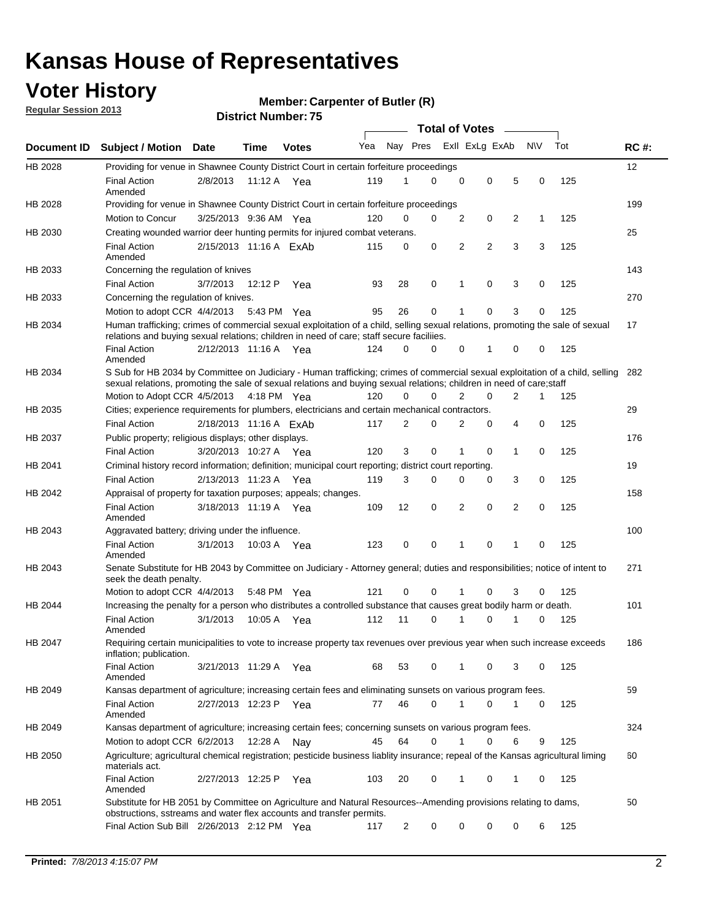# Kansas House of Representatives

## Voter History

**Regular Session 2013**

**Member: Carpenter of Butler (R)**

**District Number: 75**

| Document ID | Subject / Motion | Date | Time | Votes | Yea | Nay | Pres | ExII | ExLg | ExAb | N\V | Tot | RC #: |
|---|---|---|---|---|---|---|---|---|---|---|---|---|---|
| HB 2028 | Providing for venue in Shawnee County District Court in certain forfeiture proceedings | | | | | | | | | | | | 12 |
| | Final Action Amended | 2/8/2013 | 11:12 A | Yea | 119 | 1 | 0 | 0 | 0 | 5 | 0 | 125 | |
| HB 2028 | Providing for venue in Shawnee County District Court in certain forfeiture proceedings | | | | | | | | | | | | 199 |
| | Motion to Concur | 3/25/2013 | 9:36 AM | Yea | 120 | 0 | 0 | 2 | 0 | 2 | 1 | 125 | |
| HB 2030 | Creating wounded warrior deer hunting permits for injured combat veterans. | | | | | | | | | | | | 25 |
| | Final Action Amended | 2/15/2013 | 11:16 A | ExAb | 115 | 0 | 0 | 2 | 2 | 3 | 3 | 125 | |
| HB 2033 | Concerning the regulation of knives | | | | | | | | | | | | 143 |
| | Final Action | 3/7/2013 | 12:12 P | Yea | 93 | 28 | 0 | 1 | 0 | 3 | 0 | 125 | |
| HB 2033 | Concerning the regulation of knives. | | | | | | | | | | | | 270 |
| | Motion to adopt CCR | 4/4/2013 | 5:43 PM | Yea | 95 | 26 | 0 | 1 | 0 | 3 | 0 | 125 | |
| HB 2034 | Human trafficking; crimes of commercial sexual exploitation of a child, selling sexual relations, promoting the sale of sexual relations and buying sexual relations; children in need of care; staff secure faciliies. | | | | | | | | | | | | 17 |
| | Final Action Amended | 2/12/2013 | 11:16 A | Yea | 124 | 0 | 0 | 0 | 1 | 0 | 0 | 125 | |
| HB 2034 | S Sub for HB 2034 by Committee on Judiciary - Human trafficking; crimes of commercial sexual exploitation of a child, selling sexual relations, promoting the sale of sexual relations and buying sexual relations; children in need of care;staff | | | | | | | | | | | | 282 |
| | Motion to Adopt CCR | 4/5/2013 | 4:18 PM | Yea | 120 | 0 | 0 | 2 | 0 | 2 | 1 | 125 | |
| HB 2035 | Cities; experience requirements for plumbers, electricians and certain mechanical contractors. | | | | | | | | | | | | 29 |
| | Final Action | 2/18/2013 | 11:16 A | ExAb | 117 | 2 | 0 | 2 | 0 | 4 | 0 | 125 | |
| HB 2037 | Public property; religious displays; other displays. | | | | | | | | | | | | 176 |
| | Final Action | 3/20/2013 | 10:27 A | Yea | 120 | 3 | 0 | 1 | 0 | 1 | 0 | 125 | |
| HB 2041 | Criminal history record information; definition; municipal court reporting; district court reporting. | | | | | | | | | | | | 19 |
| | Final Action | 2/13/2013 | 11:23 A | Yea | 119 | 3 | 0 | 0 | 0 | 3 | 0 | 125 | |
| HB 2042 | Appraisal of property for taxation purposes; appeals; changes. | | | | | | | | | | | | 158 |
| | Final Action Amended | 3/18/2013 | 11:19 A | Yea | 109 | 12 | 0 | 2 | 0 | 2 | 0 | 125 | |
| HB 2043 | Aggravated battery; driving under the influence. | | | | | | | | | | | | 100 |
| | Final Action Amended | 3/1/2013 | 10:03 A | Yea | 123 | 0 | 0 | 1 | 0 | 1 | 0 | 125 | |
| HB 2043 | Senate Substitute for HB 2043 by Committee on Judiciary - Attorney general; duties and responsibilities; notice of intent to seek the death penalty. | | | | | | | | | | | | 271 |
| | Motion to adopt CCR | 4/4/2013 | 5:48 PM | Yea | 121 | 0 | 0 | 1 | 0 | 3 | 0 | 125 | |
| HB 2044 | Increasing the penalty for a person who distributes a controlled substance that causes great bodily harm or death. | | | | | | | | | | | | 101 |
| | Final Action Amended | 3/1/2013 | 10:05 A | Yea | 112 | 11 | 0 | 1 | 0 | 1 | 0 | 125 | |
| HB 2047 | Requiring certain municipalities to vote to increase property tax revenues over previous year when such increase exceeds inflation; publication. | | | | | | | | | | | | 186 |
| | Final Action Amended | 3/21/2013 | 11:29 A | Yea | 68 | 53 | 0 | 1 | 0 | 3 | 0 | 125 | |
| HB 2049 | Kansas department of agriculture; increasing certain fees and eliminating sunsets on various program fees. | | | | | | | | | | | | 59 |
| | Final Action Amended | 2/27/2013 | 12:23 P | Yea | 77 | 46 | 0 | 1 | 0 | 1 | 0 | 125 | |
| HB 2049 | Kansas department of agriculture; increasing certain fees; concerning sunsets on various program fees. | | | | | | | | | | | | 324 |
| | Motion to adopt CCR | 6/2/2013 | 12:28 A | Nay | 45 | 64 | 0 | 1 | 0 | 6 | 9 | 125 | |
| HB 2050 | Agriculture; agricultural chemical registration; pesticide business liablity insurance; repeal of the Kansas agricultural liming materials act. | | | | | | | | | | | | 60 |
| | Final Action Amended | 2/27/2013 | 12:25 P | Yea | 103 | 20 | 0 | 1 | 0 | 1 | 0 | 125 | |
| HB 2051 | Substitute for HB 2051 by Committee on Agriculture and Natural Resources--Amending provisions relating to dams, obstructions, sstreams and water flex accounts and transfer permits. | | | | | | | | | | | | 50 |
| | Final Action Sub Bill | 2/26/2013 | 2:12 PM | Yea | 117 | 2 | 0 | 0 | 0 | 0 | 6 | 125 | |

**Printed:** *7/8/2013 4:15:07 PM*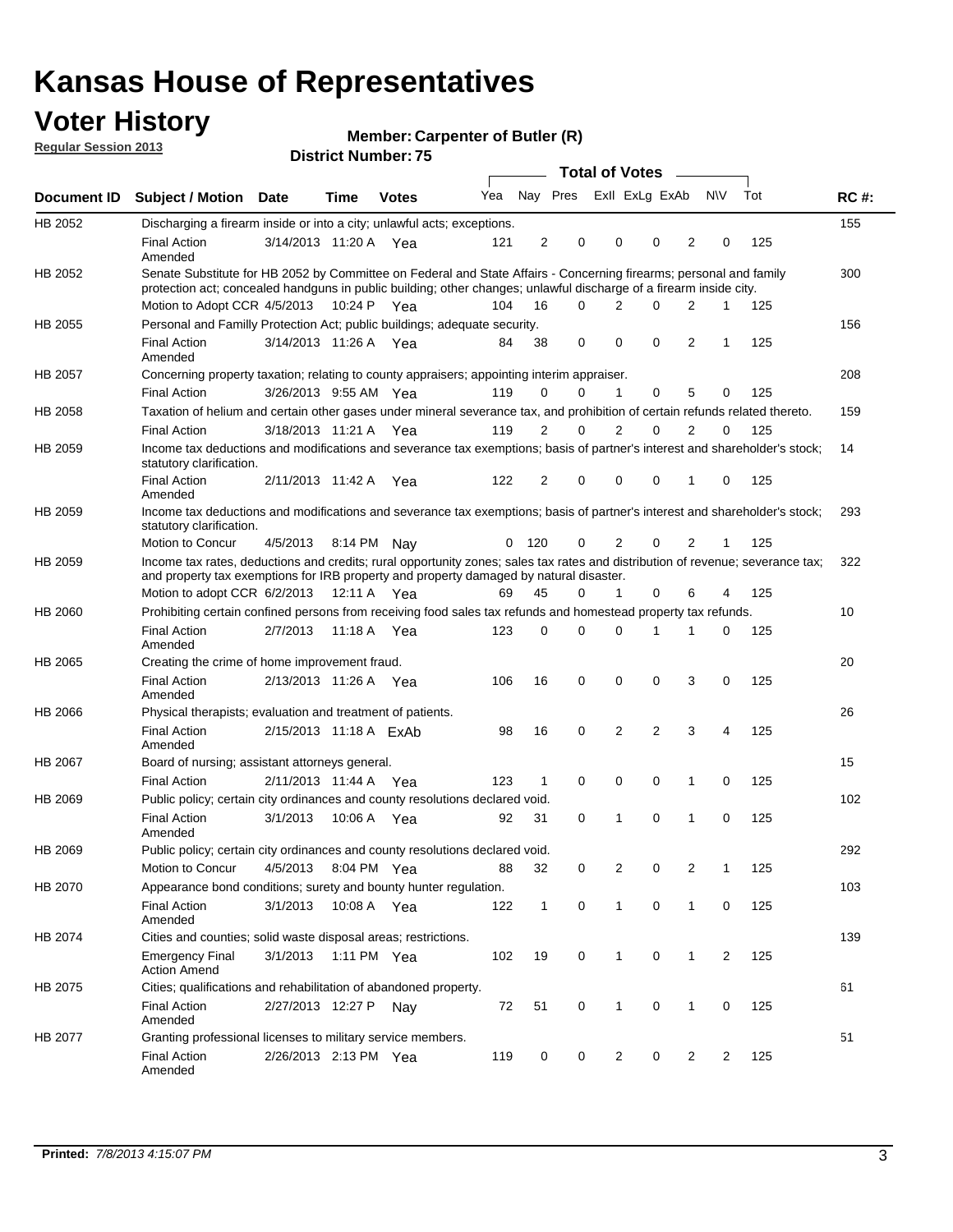# Kansas House of Representatives

## Voter History

**Regular Session 2013**

**Member: Carpenter of Butler (R)**

**District Number: 75**

| Document ID | Subject / Motion | Date | Time | Votes | Yea | Nay | Pres | ExII | ExLg | ExAb | N\V | Tot | RC #: |
|---|---|---|---|---|---|---|---|---|---|---|---|---|---|
| HB 2052 | Discharging a firearm inside or into a city; unlawful acts; exceptions. | | | | | | | | | | | | 155 |
| | Final Action Amended | 3/14/2013 | 11:20 A | Yea | 121 | 2 | 0 | 0 | 0 | 2 | 0 | 125 | |
| HB 2052 | Senate Substitute for HB 2052 by Committee on Federal and State Affairs - Concerning firearms; personal and family protection act; concealed handguns in public building; other changes; unlawful discharge of a firearm inside city. | | | | | | | | | | | | 300 |
| | Motion to Adopt CCR | 4/5/2013 | 10:24 P | Yea | 104 | 16 | 0 | 2 | 0 | 2 | 1 | 125 | |
| HB 2055 | Personal and Familly Protection Act; public buildings; adequate security. | | | | | | | | | | | | 156 |
| | Final Action Amended | 3/14/2013 | 11:26 A | Yea | 84 | 38 | 0 | 0 | 0 | 2 | 1 | 125 | |
| HB 2057 | Concerning property taxation; relating to county appraisers; appointing interim appraiser. | | | | | | | | | | | | 208 |
| | Final Action | 3/26/2013 | 9:55 AM | Yea | 119 | 0 | 0 | 1 | 0 | 5 | 0 | 125 | |
| HB 2058 | Taxation of helium and certain other gases under mineral severance tax, and prohibition of certain refunds related thereto. | | | | | | | | | | | | 159 |
| | Final Action | 3/18/2013 | 11:21 A | Yea | 119 | 2 | 0 | 2 | 0 | 2 | 0 | 125 | |
| HB 2059 | Income tax deductions and modifications and severance tax exemptions; basis of partner's interest and shareholder's stock; statutory clarification. | | | | | | | | | | | | 14 |
| | Final Action Amended | 2/11/2013 | 11:42 A | Yea | 122 | 2 | 0 | 0 | 0 | 1 | 0 | 125 | |
| HB 2059 | Income tax deductions and modifications and severance tax exemptions; basis of partner's interest and shareholder's stock; statutory clarification. | | | | | | | | | | | | 293 |
| | Motion to Concur | 4/5/2013 | 8:14 PM | Nay | 0 | 120 | 0 | 2 | 0 | 2 | 1 | 125 | |
| HB 2059 | Income tax rates, deductions and credits; rural opportunity zones; sales tax rates and distribution of revenue; severance tax; and property tax exemptions for IRB property and property damaged by natural disaster. | | | | | | | | | | | | 322 |
| | Motion to adopt CCR | 6/2/2013 | 12:11 A | Yea | 69 | 45 | 0 | 1 | 0 | 6 | 4 | 125 | |
| HB 2060 | Prohibiting certain confined persons from receiving food sales tax refunds and homestead property tax refunds. | | | | | | | | | | | | 10 |
| | Final Action Amended | 2/7/2013 | 11:18 A | Yea | 123 | 0 | 0 | 0 | 1 | 1 | 0 | 125 | |
| HB 2065 | Creating the crime of home improvement fraud. | | | | | | | | | | | | 20 |
| | Final Action Amended | 2/13/2013 | 11:26 A | Yea | 106 | 16 | 0 | 0 | 0 | 3 | 0 | 125 | |
| HB 2066 | Physical therapists; evaluation and treatment of patients. | | | | | | | | | | | | 26 |
| | Final Action Amended | 2/15/2013 | 11:18 A | ExAb | 98 | 16 | 0 | 2 | 2 | 3 | 4 | 125 | |
| HB 2067 | Board of nursing; assistant attorneys general. | | | | | | | | | | | | 15 |
| | Final Action | 2/11/2013 | 11:44 A | Yea | 123 | 1 | 0 | 0 | 0 | 1 | 0 | 125 | |
| HB 2069 | Public policy; certain city ordinances and county resolutions declared void. | | | | | | | | | | | | 102 |
| | Final Action Amended | 3/1/2013 | 10:06 A | Yea | 92 | 31 | 0 | 1 | 0 | 1 | 0 | 125 | |
| HB 2069 | Public policy; certain city ordinances and county resolutions declared void. | | | | | | | | | | | | 292 |
| | Motion to Concur | 4/5/2013 | 8:04 PM | Yea | 88 | 32 | 0 | 2 | 0 | 2 | 1 | 125 | |
| HB 2070 | Appearance bond conditions; surety and bounty hunter regulation. | | | | | | | | | | | | 103 |
| | Final Action Amended | 3/1/2013 | 10:08 A | Yea | 122 | 1 | 0 | 1 | 0 | 1 | 0 | 125 | |
| HB 2074 | Cities and counties; solid waste disposal areas; restrictions. | | | | | | | | | | | | 139 |
| | Emergency Final Action Amend | 3/1/2013 | 1:11 PM | Yea | 102 | 19 | 0 | 1 | 0 | 1 | 2 | 125 | |
| HB 2075 | Cities; qualifications and rehabilitation of abandoned property. | | | | | | | | | | | | 61 |
| | Final Action Amended | 2/27/2013 | 12:27 P | Nay | 72 | 51 | 0 | 1 | 0 | 1 | 0 | 125 | |
| HB 2077 | Granting professional licenses to military service members. | | | | | | | | | | | | 51 |
| | Final Action Amended | 2/26/2013 | 2:13 PM | Yea | 119 | 0 | 0 | 2 | 0 | 2 | 2 | 125 | |

**Printed:** *7/8/2013 4:15:07 PM*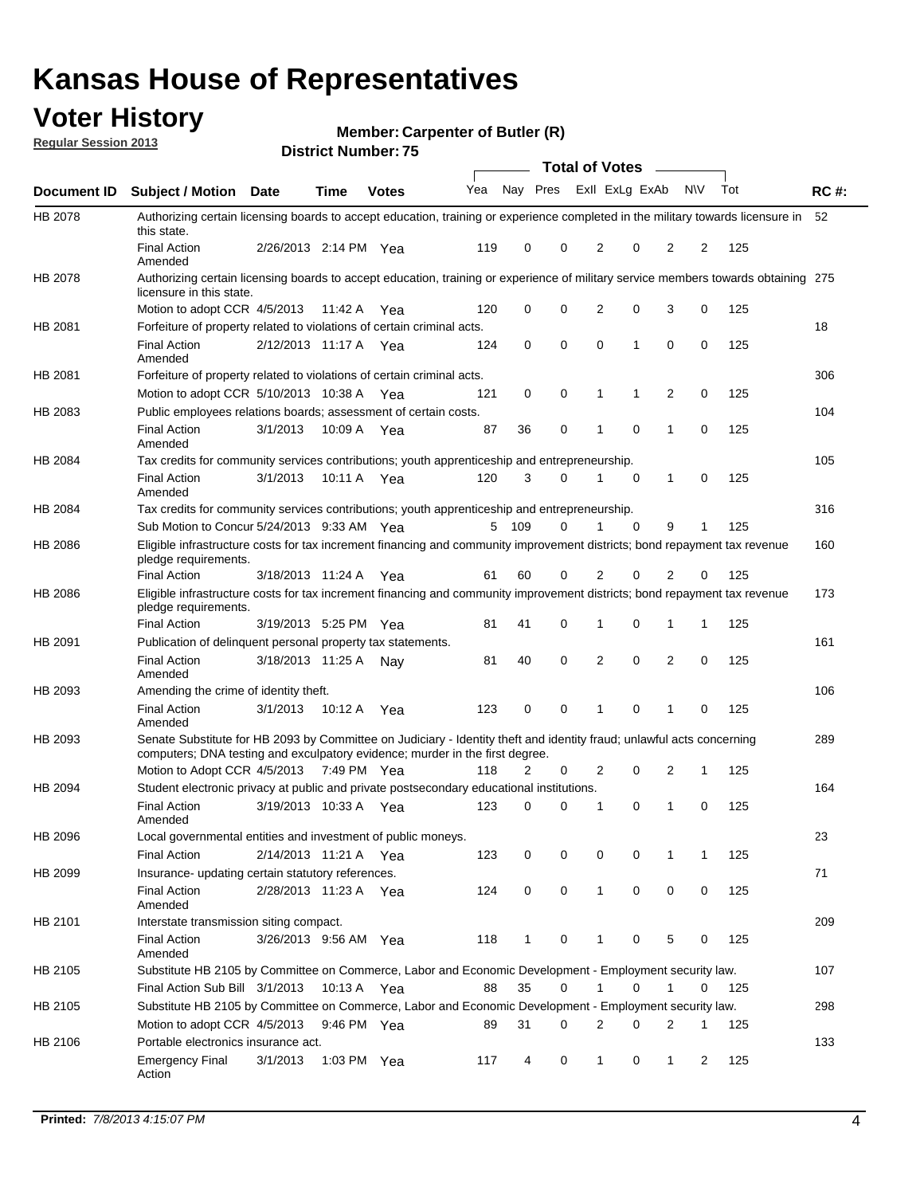# Kansas House of Representatives

## Voter History

**Regular Session 2013**

**Member: Carpenter of Butler (R)**

**District Number: 75**

| Document ID | Subject / Motion | Date | Time | Votes | Yea | Nay | Pres | ExII | ExLg | ExAb | N\V | Tot | RC #: |
|---|---|---|---|---|---|---|---|---|---|---|---|---|---|
| HB 2078 | Authorizing certain licensing boards to accept education, training or experience completed in the military towards licensure in this state. | | | | | | | | | | | | 52 |
| | Final Action Amended | 2/26/2013 | 2:14 PM | Yea | 119 | 0 | 0 | 2 | 0 | 2 | 2 | 125 | |
| HB 2078 | Authorizing certain licensing boards to accept education, training or experience of military service members towards obtaining licensure in this state. | | | | | | | | | | | | 275 |
| | Motion to adopt CCR | 4/5/2013 | 11:42 A | Yea | 120 | 0 | 0 | 2 | 0 | 3 | 0 | 125 | |
| HB 2081 | Forfeiture of property related to violations of certain criminal acts. | | | | | | | | | | | | 18 |
| | Final Action Amended | 2/12/2013 | 11:17 A | Yea | 124 | 0 | 0 | 0 | 1 | 0 | 0 | 125 | |
| HB 2081 | Forfeiture of property related to violations of certain criminal acts. | | | | | | | | | | | | 306 |
| | Motion to adopt CCR | 5/10/2013 | 10:38 A | Yea | 121 | 0 | 0 | 1 | 1 | 2 | 0 | 125 | |
| HB 2083 | Public employees relations boards; assessment of certain costs. | | | | | | | | | | | | 104 |
| | Final Action Amended | 3/1/2013 | 10:09 A | Yea | 87 | 36 | 0 | 1 | 0 | 1 | 0 | 125 | |
| HB 2084 | Tax credits for community services contributions; youth apprenticeship and entrepreneurship. | | | | | | | | | | | | 105 |
| | Final Action Amended | 3/1/2013 | 10:11 A | Yea | 120 | 3 | 0 | 1 | 0 | 1 | 0 | 125 | |
| HB 2084 | Tax credits for community services contributions; youth apprenticeship and entrepreneurship. | | | | | | | | | | | | 316 |
| | Sub Motion to Concur | 5/24/2013 | 9:33 AM | Yea | 5 | 109 | 0 | 1 | 0 | 9 | 1 | 125 | |
| HB 2086 | Eligible infrastructure costs for tax increment financing and community improvement districts; bond repayment tax revenue pledge requirements. | | | | | | | | | | | | 160 |
| | Final Action | 3/18/2013 | 11:24 A | Yea | 61 | 60 | 0 | 2 | 0 | 2 | 0 | 125 | |
| HB 2086 | Eligible infrastructure costs for tax increment financing and community improvement districts; bond repayment tax revenue pledge requirements. | | | | | | | | | | | | 173 |
| | Final Action | 3/19/2013 | 5:25 PM | Yea | 81 | 41 | 0 | 1 | 0 | 1 | 1 | 125 | |
| HB 2091 | Publication of delinquent personal property tax statements. | | | | | | | | | | | | 161 |
| | Final Action Amended | 3/18/2013 | 11:25 A | Nay | 81 | 40 | 0 | 2 | 0 | 2 | 0 | 125 | |
| HB 2093 | Amending the crime of identity theft. | | | | | | | | | | | | 106 |
| | Final Action Amended | 3/1/2013 | 10:12 A | Yea | 123 | 0 | 0 | 1 | 0 | 1 | 0 | 125 | |
| HB 2093 | Senate Substitute for HB 2093 by Committee on Judiciary - Identity theft and identity fraud; unlawful acts concerning computers; DNA testing and exculpatory evidence; murder in the first degree. | | | | | | | | | | | | 289 |
| | Motion to Adopt CCR | 4/5/2013 | 7:49 PM | Yea | 118 | 2 | 0 | 2 | 0 | 2 | 1 | 125 | |
| HB 2094 | Student electronic privacy at public and private postsecondary educational institutions. | | | | | | | | | | | | 164 |
| | Final Action Amended | 3/19/2013 | 10:33 A | Yea | 123 | 0 | 0 | 1 | 0 | 1 | 0 | 125 | |
| HB 2096 | Local governmental entities and investment of public moneys. | | | | | | | | | | | | 23 |
| | Final Action | 2/14/2013 | 11:21 A | Yea | 123 | 0 | 0 | 0 | 0 | 1 | 1 | 125 | |
| HB 2099 | Insurance- updating certain statutory references. | | | | | | | | | | | | 71 |
| | Final Action Amended | 2/28/2013 | 11:23 A | Yea | 124 | 0 | 0 | 1 | 0 | 0 | 0 | 125 | |
| HB 2101 | Interstate transmission siting compact. | | | | | | | | | | | | 209 |
| | Final Action Amended | 3/26/2013 | 9:56 AM | Yea | 118 | 1 | 0 | 1 | 0 | 5 | 0 | 125 | |
| HB 2105 | Substitute HB 2105 by Committee on Commerce, Labor and Economic Development - Employment security law. | | | | | | | | | | | | 107 |
| | Final Action Sub Bill | 3/1/2013 | 10:13 A | Yea | 88 | 35 | 0 | 1 | 0 | 1 | 0 | 125 | |
| HB 2105 | Substitute HB 2105 by Committee on Commerce, Labor and Economic Development - Employment security law. | | | | | | | | | | | | 298 |
| | Motion to adopt CCR | 4/5/2013 | 9:46 PM | Yea | 89 | 31 | 0 | 2 | 0 | 2 | 1 | 125 | |
| HB 2106 | Portable electronics insurance act. | | | | | | | | | | | | 133 |
| | Emergency Final Action | 3/1/2013 | 1:03 PM | Yea | 117 | 4 | 0 | 1 | 0 | 1 | 2 | 125 | |

**Printed:** *7/8/2013 4:15:07 PM*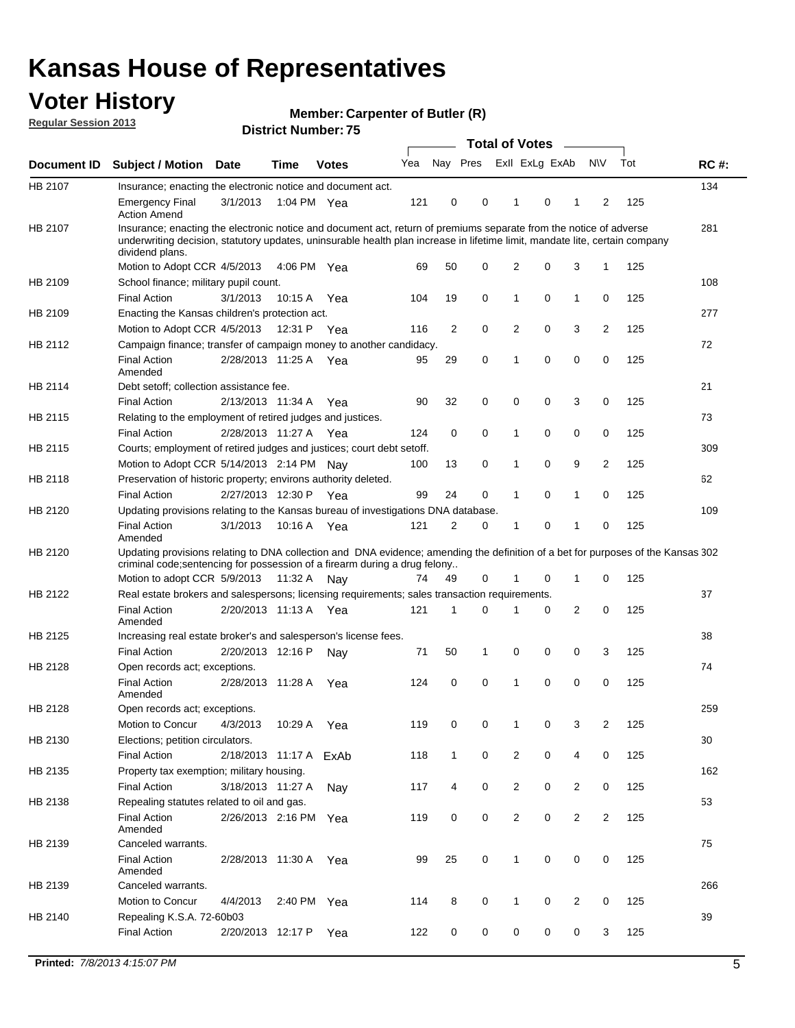# Kansas House of Representatives

## Voter History

**Regular Session 2013**

**Member: Carpenter of Butler (R)**

**District Number: 75**

| Document ID | Subject / Motion | Date | Time | Votes | Yea | Nay | Pres | ExlI | ExLg | ExAb | N\V | Tot | RC #: |
|---|---|---|---|---|---|---|---|---|---|---|---|---|---|
| HB 2107 | Insurance; enacting the electronic notice and document act. | | | | | | | | | | | | 134 |
| | Emergency Final Action Amend | 3/1/2013 | 1:04 PM | Yea | 121 | 0 | 0 | 1 | 0 | 1 | 2 | 125 | |
| HB 2107 | Insurance; enacting the electronic notice and document act, return of premiums separate from the notice of adverse underwriting decision, statutory updates, uninsurable health plan increase in lifetime limit, mandate lite, certain company dividend plans. | | | | | | | | | | | | 281 |
| | Motion to Adopt CCR | 4/5/2013 | 4:06 PM | Yea | 69 | 50 | 0 | 2 | 0 | 3 | 1 | 125 | |
| HB 2109 | School finance; military pupil count. | | | | | | | | | | | | 108 |
| | Final Action | 3/1/2013 | 10:15 A | Yea | 104 | 19 | 0 | 1 | 0 | 1 | 0 | 125 | |
| HB 2109 | Enacting the Kansas children's protection act. | | | | | | | | | | | | 277 |
| | Motion to Adopt CCR | 4/5/2013 | 12:31 P | Yea | 116 | 2 | 0 | 2 | 0 | 3 | 2 | 125 | |
| HB 2112 | Campaign finance; transfer of campaign money to another candidacy. | | | | | | | | | | | | 72 |
| | Final Action Amended | 2/28/2013 | 11:25 A | Yea | 95 | 29 | 0 | 1 | 0 | 0 | 0 | 125 | |
| HB 2114 | Debt setoff; collection assistance fee. | | | | | | | | | | | | 21 |
| | Final Action | 2/13/2013 | 11:34 A | Yea | 90 | 32 | 0 | 0 | 0 | 3 | 0 | 125 | |
| HB 2115 | Relating to the employment of retired judges and justices. | | | | | | | | | | | | 73 |
| | Final Action | 2/28/2013 | 11:27 A | Yea | 124 | 0 | 0 | 1 | 0 | 0 | 0 | 125 | |
| HB 2115 | Courts; employment of retired judges and justices; court debt setoff. | | | | | | | | | | | | 309 |
| | Motion to Adopt CCR | 5/14/2013 | 2:14 PM | Nay | 100 | 13 | 0 | 1 | 0 | 9 | 2 | 125 | |
| HB 2118 | Preservation of historic property; environs authority deleted. | | | | | | | | | | | | 62 |
| | Final Action | 2/27/2013 | 12:30 P | Yea | 99 | 24 | 0 | 1 | 0 | 1 | 0 | 125 | |
| HB 2120 | Updating provisions relating to the Kansas bureau of investigations DNA database. | | | | | | | | | | | | 109 |
| | Final Action Amended | 3/1/2013 | 10:16 A | Yea | 121 | 2 | 0 | 1 | 0 | 1 | 0 | 125 | |
| HB 2120 | Updating provisions relating to DNA collection and DNA evidence; amending the definition of a bet for purposes of the Kansas criminal code;sentencing for possession of a firearm during a drug felony.. | | | | | | | | | | | | 302 |
| | Motion to adopt CCR | 5/9/2013 | 11:32 A | Nay | 74 | 49 | 0 | 1 | 0 | 1 | 0 | 125 | |
| HB 2122 | Real estate brokers and salespersons; licensing requirements; sales transaction requirements. | | | | | | | | | | | | 37 |
| | Final Action Amended | 2/20/2013 | 11:13 A | Yea | 121 | 1 | 0 | 1 | 0 | 2 | 0 | 125 | |
| HB 2125 | Increasing real estate broker's and salesperson's license fees. | | | | | | | | | | | | 38 |
| | Final Action | 2/20/2013 | 12:16 P | Nay | 71 | 50 | 1 | 0 | 0 | 0 | 3 | 125 | |
| HB 2128 | Open records act; exceptions. | | | | | | | | | | | | 74 |
| | Final Action Amended | 2/28/2013 | 11:28 A | Yea | 124 | 0 | 0 | 1 | 0 | 0 | 0 | 125 | |
| HB 2128 | Open records act; exceptions. | | | | | | | | | | | | 259 |
| | Motion to Concur | 4/3/2013 | 10:29 A | Yea | 119 | 0 | 0 | 1 | 0 | 3 | 2 | 125 | |
| HB 2130 | Elections; petition circulators. | | | | | | | | | | | | 30 |
| | Final Action | 2/18/2013 | 11:17 A | ExAb | 118 | 1 | 0 | 2 | 0 | 4 | 0 | 125 | |
| HB 2135 | Property tax exemption; military housing. | | | | | | | | | | | | 162 |
| | Final Action | 3/18/2013 | 11:27 A | Nay | 117 | 4 | 0 | 2 | 0 | 2 | 0 | 125 | |
| HB 2138 | Repealing statutes related to oil and gas. | | | | | | | | | | | | 53 |
| | Final Action Amended | 2/26/2013 | 2:16 PM | Yea | 119 | 0 | 0 | 2 | 0 | 2 | 2 | 125 | |
| HB 2139 | Canceled warrants. | | | | | | | | | | | | 75 |
| | Final Action Amended | 2/28/2013 | 11:30 A | Yea | 99 | 25 | 0 | 1 | 0 | 0 | 0 | 125 | |
| HB 2139 | Canceled warrants. | | | | | | | | | | | | 266 |
| | Motion to Concur | 4/4/2013 | 2:40 PM | Yea | 114 | 8 | 0 | 1 | 0 | 2 | 0 | 125 | |
| HB 2140 | Repealing K.S.A. 72-60b03 | | | | | | | | | | | | 39 |
| | Final Action | 2/20/2013 | 12:17 P | Yea | 122 | 0 | 0 | 0 | 0 | 0 | 3 | 125 | |

**Printed:** *7/8/2013 4:15:07 PM*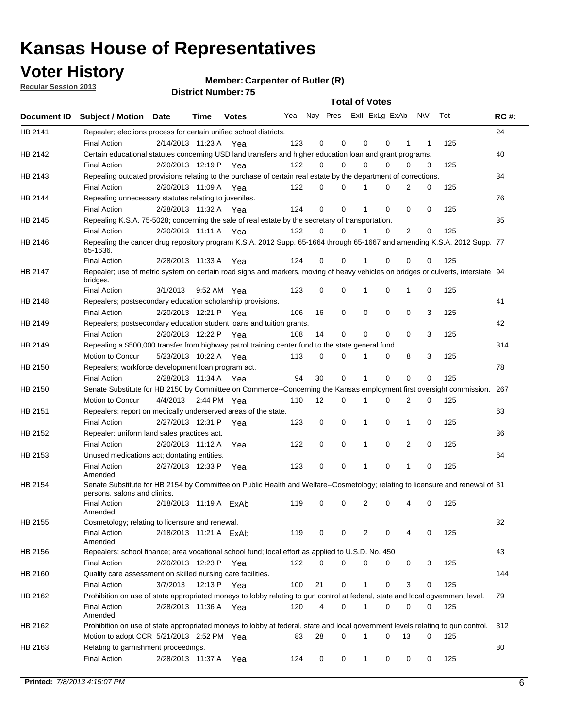# Kansas House of Representatives

## Voter History

**Regular Session 2013**

**Member: Carpenter of Butler (R)**

**District Number: 75**

| Document ID | Subject / Motion | Date | Time | Votes | Yea | Nay | Pres | ExII | ExLg | ExAb | N\V | Tot | RC #: |
|---|---|---|---|---|---|---|---|---|---|---|---|---|---|
| HB 2141 | Repealer; elections process for certain unified school districts. | | | | | | | | | | | | 24 |
| | Final Action | 2/14/2013 | 11:23 A | Yea | 123 | 0 | 0 | 0 | 0 | 1 | 1 | 125 | |
| HB 2142 | Certain educational statutes concerning USD land transfers and higher education loan and grant programs. | | | | | | | | | | | | 40 |
| | Final Action | 2/20/2013 | 12:19 P | Yea | 122 | 0 | 0 | 0 | 0 | 0 | 3 | 125 | |
| HB 2143 | Repealing outdated provisions relating to the purchase of certain real estate by the department of corrections. | | | | | | | | | | | | 34 |
| | Final Action | 2/20/2013 | 11:09 A | Yea | 122 | 0 | 0 | 1 | 0 | 2 | 0 | 125 | |
| HB 2144 | Repealing unnecessary statutes relating to juveniles. | | | | | | | | | | | | 76 |
| | Final Action | 2/28/2013 | 11:32 A | Yea | 124 | 0 | 0 | 1 | 0 | 0 | 0 | 125 | |
| HB 2145 | Repealing K.S.A. 75-5028; concerning the sale of real estate by the secretary of transportation. | | | | | | | | | | | | 35 |
| | Final Action | 2/20/2013 | 11:11 A | Yea | 122 | 0 | 0 | 1 | 0 | 2 | 0 | 125 | |
| HB 2146 | Repealing the cancer drug repository program K.S.A. 2012 Supp. 65-1664 through 65-1667 and amending K.S.A. 2012 Supp. 65-1636. | | | | | | | | | | | | 77 |
| | Final Action | 2/28/2013 | 11:33 A | Yea | 124 | 0 | 0 | 1 | 0 | 0 | 0 | 125 | |
| HB 2147 | Repealer; use of metric system on certain road signs and markers, moving of heavy vehicles on bridges or culverts, interstate bridges. | | | | | | | | | | | | 94 |
| | Final Action | 3/1/2013 | 9:52 AM | Yea | 123 | 0 | 0 | 1 | 0 | 1 | 0 | 125 | |
| HB 2148 | Repealers; postsecondary education scholarship provisions. | | | | | | | | | | | | 41 |
| | Final Action | 2/20/2013 | 12:21 P | Yea | 106 | 16 | 0 | 0 | 0 | 0 | 3 | 125 | |
| HB 2149 | Repealers; postsecondary education student loans and tuition grants. | | | | | | | | | | | | 42 |
| | Final Action | 2/20/2013 | 12:22 P | Yea | 108 | 14 | 0 | 0 | 0 | 0 | 3 | 125 | |
| HB 2149 | Repealing a $500,000 transfer from highway patrol training center fund to the state general fund. | | | | | | | | | | | | 314 |
| | Motion to Concur | 5/23/2013 | 10:22 A | Yea | 113 | 0 | 0 | 1 | 0 | 8 | 3 | 125 | |
| HB 2150 | Repealers; workforce development loan program act. | | | | | | | | | | | | 78 |
| | Final Action | 2/28/2013 | 11:34 A | Yea | 94 | 30 | 0 | 1 | 0 | 0 | 0 | 125 | |
| HB 2150 | Senate Substitute for HB 2150 by Committee on Commerce--Concerning the Kansas employment first oversight commission. | | | | | | | | | | | | 267 |
| | Motion to Concur | 4/4/2013 | 2:44 PM | Yea | 110 | 12 | 0 | 1 | 0 | 2 | 0 | 125 | |
| HB 2151 | Repealers; report on medically underserved areas of the state. | | | | | | | | | | | | 63 |
| | Final Action | 2/27/2013 | 12:31 P | Yea | 123 | 0 | 0 | 1 | 0 | 1 | 0 | 125 | |
| HB 2152 | Repealer: uniform land sales practices act. | | | | | | | | | | | | 36 |
| | Final Action | 2/20/2013 | 11:12 A | Yea | 122 | 0 | 0 | 1 | 0 | 2 | 0 | 125 | |
| HB 2153 | Unused medications act; dontating entities. | | | | | | | | | | | | 64 |
| | Final Action Amended | 2/27/2013 | 12:33 P | Yea | 123 | 0 | 0 | 1 | 0 | 1 | 0 | 125 | |
| HB 2154 | Senate Substitute for HB 2154 by Committee on Public Health and Welfare--Cosmetology; relating to licensure and renewal of persons, salons and clinics. | | | | | | | | | | | | 31 |
| | Final Action Amended | 2/18/2013 | 11:19 A | ExAb | 119 | 0 | 0 | 2 | 0 | 4 | 0 | 125 | |
| HB 2155 | Cosmetology; relating to licensure and renewal. | | | | | | | | | | | | 32 |
| | Final Action Amended | 2/18/2013 | 11:21 A | ExAb | 119 | 0 | 0 | 2 | 0 | 4 | 0 | 125 | |
| HB 2156 | Repealers; school finance; area vocational school fund; local effort as applied to U.S.D. No. 450 | | | | | | | | | | | | 43 |
| | Final Action | 2/20/2013 | 12:23 P | Yea | 122 | 0 | 0 | 0 | 0 | 0 | 3 | 125 | |
| HB 2160 | Quality care assessment on skilled nursing care facilities. | | | | | | | | | | | | 144 |
| | Final Action | 3/7/2013 | 12:13 P | Yea | 100 | 21 | 0 | 1 | 0 | 3 | 0 | 125 | |
| HB 2162 | Prohibition on use of state appropriated moneys to lobby relating to gun control at federal, state and local ogvernment level. | | | | | | | | | | | | 79 |
| | Final Action Amended | 2/28/2013 | 11:36 A | Yea | 120 | 4 | 0 | 1 | 0 | 0 | 0 | 125 | |
| HB 2162 | Prohibition on use of state appropriated moneys to lobby at federal, state and local government levels relating to gun control. | | | | | | | | | | | | 312 |
| | Motion to adopt CCR | 5/21/2013 | 2:52 PM | Yea | 83 | 28 | 0 | 1 | 0 | 13 | 0 | 125 | |
| HB 2163 | Relating to garnishment proceedings. | | | | | | | | | | | | 80 |
| | Final Action | 2/28/2013 | 11:37 A | Yea | 124 | 0 | 0 | 1 | 0 | 0 | 0 | 125 | |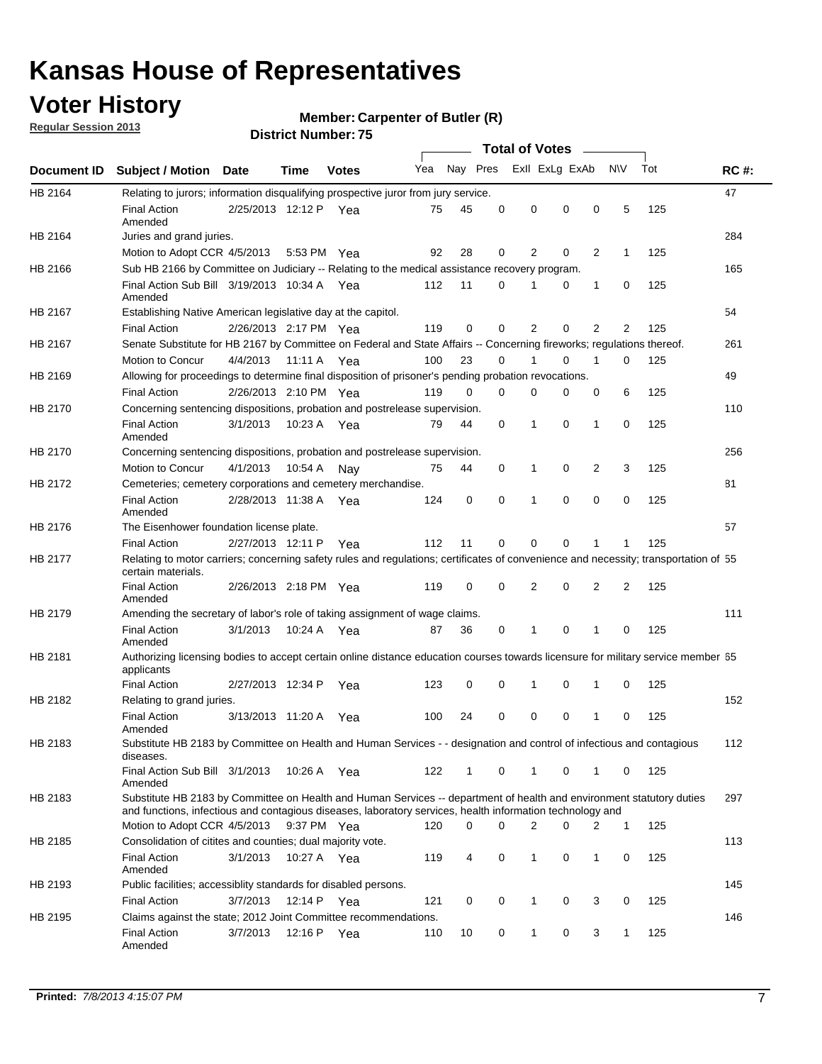# Kansas House of Representatives

## Voter History

**Regular Session 2013**

**Member: Carpenter of Butler (R)**

**District Number: 75**

| Document ID | Subject / Motion | Date | Time | Votes | Yea | Nay | Pres | ExII | ExLg | ExAb | N\V | Tot | RC #: |
|---|---|---|---|---|---|---|---|---|---|---|---|---|---|
| HB 2164 | Relating to jurors; information disqualifying prospective juror from jury service. | | | | | | | | | | | | 47 |
| | Final Action Amended | 2/25/2013 | 12:12 P | Yea | 75 | 45 | 0 | 0 | 0 | 0 | 5 | 125 | |
| HB 2164 | Juries and grand juries. | | | | | | | | | | | | 284 |
| | Motion to Adopt CCR | 4/5/2013 | 5:53 PM | Yea | 92 | 28 | 0 | 2 | 0 | 2 | 1 | 125 | |
| HB 2166 | Sub HB 2166 by Committee on Judiciary -- Relating to the medical assistance recovery program. | | | | | | | | | | | | 165 |
| | Final Action Sub Bill Amended | 3/19/2013 | 10:34 A | Yea | 112 | 11 | 0 | 1 | 0 | 1 | 0 | 125 | |
| HB 2167 | Establishing Native American legislative day at the capitol. | | | | | | | | | | | | 54 |
| | Final Action | 2/26/2013 | 2:17 PM | Yea | 119 | 0 | 0 | 2 | 0 | 2 | 2 | 125 | |
| HB 2167 | Senate Substitute for HB 2167 by Committee on Federal and State Affairs -- Concerning fireworks; regulations thereof. | | | | | | | | | | | | 261 |
| | Motion to Concur | 4/4/2013 | 11:11 A | Yea | 100 | 23 | 0 | 1 | 0 | 1 | 0 | 125 | |
| HB 2169 | Allowing for proceedings to determine final disposition of prisoner's pending probation revocations. | | | | | | | | | | | | 49 |
| | Final Action | 2/26/2013 | 2:10 PM | Yea | 119 | 0 | 0 | 0 | 0 | 0 | 6 | 125 | |
| HB 2170 | Concerning sentencing dispositions, probation and postrelease supervision. | | | | | | | | | | | | 110 |
| | Final Action Amended | 3/1/2013 | 10:23 A | Yea | 79 | 44 | 0 | 1 | 0 | 1 | 0 | 125 | |
| HB 2170 | Concerning sentencing dispositions, probation and postrelease supervision. | | | | | | | | | | | | 256 |
| | Motion to Concur | 4/1/2013 | 10:54 A | Nay | 75 | 44 | 0 | 1 | 0 | 2 | 3 | 125 | |
| HB 2172 | Cemeteries; cemetery corporations and cemetery merchandise. | | | | | | | | | | | | 81 |
| | Final Action Amended | 2/28/2013 | 11:38 A | Yea | 124 | 0 | 0 | 1 | 0 | 0 | 0 | 125 | |
| HB 2176 | The Eisenhower foundation license plate. | | | | | | | | | | | | 57 |
| | Final Action | 2/27/2013 | 12:11 P | Yea | 112 | 11 | 0 | 0 | 0 | 1 | 1 | 125 | |
| HB 2177 | Relating to motor carriers; concerning safety rules and regulations; certificates of convenience and necessity; transportation of certain materials. | | | | | | | | | | | | 55 |
| | Final Action Amended | 2/26/2013 | 2:18 PM | Yea | 119 | 0 | 0 | 2 | 0 | 2 | 2 | 125 | |
| HB 2179 | Amending the secretary of labor's role of taking assignment of wage claims. | | | | | | | | | | | | 111 |
| | Final Action Amended | 3/1/2013 | 10:24 A | Yea | 87 | 36 | 0 | 1 | 0 | 1 | 0 | 125 | |
| HB 2181 | Authorizing licensing bodies to accept certain online distance education courses towards licensure for military service member applicants | | | | | | | | | | | | 65 |
| | Final Action | 2/27/2013 | 12:34 P | Yea | 123 | 0 | 0 | 1 | 0 | 1 | 0 | 125 | |
| HB 2182 | Relating to grand juries. | | | | | | | | | | | | 152 |
| | Final Action Amended | 3/13/2013 | 11:20 A | Yea | 100 | 24 | 0 | 0 | 0 | 1 | 0 | 125 | |
| HB 2183 | Substitute HB 2183 by Committee on Health and Human Services - - designation and control of infectious and contagious diseases. | | | | | | | | | | | | 112 |
| | Final Action Sub Bill Amended | 3/1/2013 | 10:26 A | Yea | 122 | 1 | 0 | 1 | 0 | 1 | 0 | 125 | |
| HB 2183 | Substitute HB 2183 by Committee on Health and Human Services -- department of health and environment statutory duties and functions, infectious and contagious diseases, laboratory services, health information technology and | | | | | | | | | | | | 297 |
| | Motion to Adopt CCR | 4/5/2013 | 9:37 PM | Yea | 120 | 0 | 0 | 2 | 0 | 2 | 1 | 125 | |
| HB 2185 | Consolidation of citites and counties; dual majority vote. | | | | | | | | | | | | 113 |
| | Final Action Amended | 3/1/2013 | 10:27 A | Yea | 119 | 4 | 0 | 1 | 0 | 1 | 0 | 125 | |
| HB 2193 | Public facilities; accessiblity standards for disabled persons. | | | | | | | | | | | | 145 |
| | Final Action | 3/7/2013 | 12:14 P | Yea | 121 | 0 | 0 | 1 | 0 | 3 | 0 | 125 | |
| HB 2195 | Claims against the state; 2012 Joint Committee recommendations. | | | | | | | | | | | | 146 |
| | Final Action Amended | 3/7/2013 | 12:16 P | Yea | 110 | 10 | 0 | 1 | 0 | 3 | 1 | 125 | |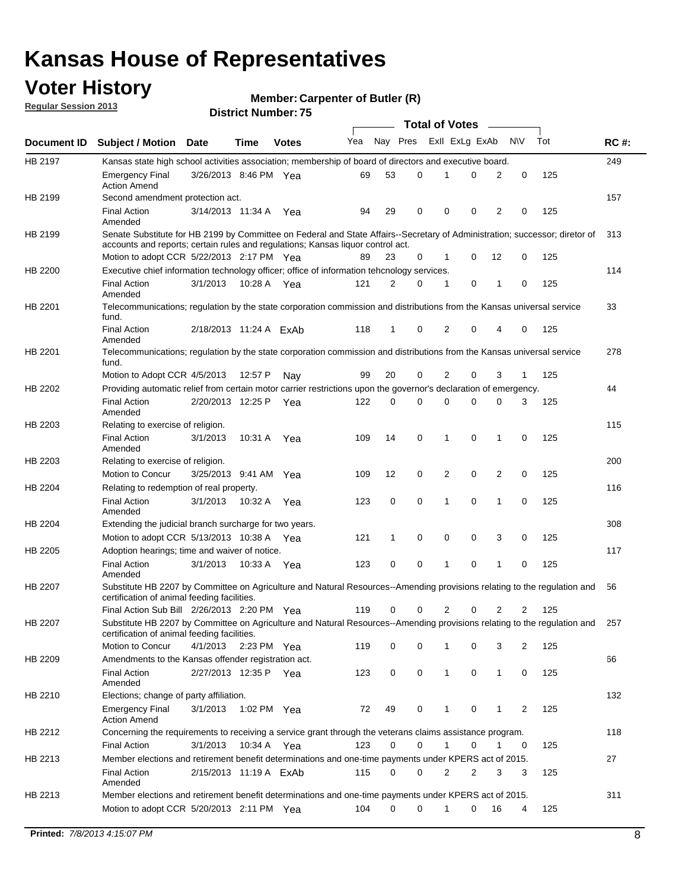# Kansas House of Representatives

## Voter History

**Regular Session 2013**

**Member: Carpenter of Butler (R)**

**District Number: 75**

| Document ID | Subject / Motion | Date | Time | Votes | Yea | Nay | Pres | ExII | ExLg | ExAb | N\V | Tot | RC #: |
|---|---|---|---|---|---|---|---|---|---|---|---|---|---|
| HB 2197 | Kansas state high school activities association; membership of board of directors and executive board. | | | | | | | | | | | | 249 |
| | Emergency Final Action Amend | 3/26/2013 | 8:46 PM | Yea | 69 | 53 | 0 | 1 | 0 | 2 | 0 | 125 | |
| HB 2199 | Second amendment protection act. | | | | | | | | | | | | 157 |
| | Final Action Amended | 3/14/2013 | 11:34 A | Yea | 94 | 29 | 0 | 0 | 0 | 2 | 0 | 125 | |
| HB 2199 | Senate Substitute for HB 2199 by Committee on Federal and State Affairs--Secretary of Administration; successor; diretor of accounts and reports; certain rules and regulations; Kansas liquor control act. | | | | | | | | | | | | 313 |
| | Motion to adopt CCR | 5/22/2013 | 2:17 PM | Yea | 89 | 23 | 0 | 1 | 0 | 12 | 0 | 125 | |
| HB 2200 | Executive chief information technology officer; office of information tehcnology services. | | | | | | | | | | | | 114 |
| | Final Action Amended | 3/1/2013 | 10:28 A | Yea | 121 | 2 | 0 | 1 | 0 | 1 | 0 | 125 | |
| HB 2201 | Telecommunications; regulation by the state corporation commission and distributions from the Kansas universal service fund. | | | | | | | | | | | | 33 |
| | Final Action Amended | 2/18/2013 | 11:24 A | ExAb | 118 | 1 | 0 | 2 | 0 | 4 | 0 | 125 | |
| HB 2201 | Telecommunications; regulation by the state corporation commission and distributions from the Kansas universal service fund. | | | | | | | | | | | | 278 |
| | Motion to Adopt CCR | 4/5/2013 | 12:57 P | Nay | 99 | 20 | 0 | 2 | 0 | 3 | 1 | 125 | |
| HB 2202 | Providing automatic relief from certain motor carrier restrictions upon the governor's declaration of emergency. | | | | | | | | | | | | 44 |
| | Final Action Amended | 2/20/2013 | 12:25 P | Yea | 122 | 0 | 0 | 0 | 0 | 0 | 3 | 125 | |
| HB 2203 | Relating to exercise of religion. | | | | | | | | | | | | 115 |
| | Final Action Amended | 3/1/2013 | 10:31 A | Yea | 109 | 14 | 0 | 1 | 0 | 1 | 0 | 125 | |
| HB 2203 | Relating to exercise of religion. | | | | | | | | | | | | 200 |
| | Motion to Concur | 3/25/2013 | 9:41 AM | Yea | 109 | 12 | 0 | 2 | 0 | 2 | 0 | 125 | |
| HB 2204 | Relating to redemption of real property. | | | | | | | | | | | | 116 |
| | Final Action Amended | 3/1/2013 | 10:32 A | Yea | 123 | 0 | 0 | 1 | 0 | 1 | 0 | 125 | |
| HB 2204 | Extending the judicial branch surcharge for two years. | | | | | | | | | | | | 308 |
| | Motion to adopt CCR | 5/13/2013 | 10:38 A | Yea | 121 | 1 | 0 | 0 | 0 | 3 | 0 | 125 | |
| HB 2205 | Adoption hearings; time and waiver of notice. | | | | | | | | | | | | 117 |
| | Final Action Amended | 3/1/2013 | 10:33 A | Yea | 123 | 0 | 0 | 1 | 0 | 1 | 0 | 125 | |
| HB 2207 | Substitute HB 2207 by Committee on Agriculture and Natural Resources--Amending provisions relating to the regulation and certification of animal feeding facilities. | | | | | | | | | | | | 56 |
| | Final Action Sub Bill | 2/26/2013 | 2:20 PM | Yea | 119 | 0 | 0 | 2 | 0 | 2 | 2 | 125 | |
| HB 2207 | Substitute HB 2207 by Committee on Agriculture and Natural Resources--Amending provisions relating to the regulation and certification of animal feeding facilities. | | | | | | | | | | | | 257 |
| | Motion to Concur | 4/1/2013 | 2:23 PM | Yea | 119 | 0 | 0 | 1 | 0 | 3 | 2 | 125 | |
| HB 2209 | Amendments to the Kansas offender registration act. | | | | | | | | | | | | 66 |
| | Final Action Amended | 2/27/2013 | 12:35 P | Yea | 123 | 0 | 0 | 1 | 0 | 1 | 0 | 125 | |
| HB 2210 | Elections; change of party affiliation. | | | | | | | | | | | | 132 |
| | Emergency Final Action Amend | 3/1/2013 | 1:02 PM | Yea | 72 | 49 | 0 | 1 | 0 | 1 | 2 | 125 | |
| HB 2212 | Concerning the requirements to receiving a service grant through the veterans claims assistance program. | | | | | | | | | | | | 118 |
| | Final Action | 3/1/2013 | 10:34 A | Yea | 123 | 0 | 0 | 1 | 0 | 1 | 0 | 125 | |
| HB 2213 | Member elections and retirement benefit determinations and one-time payments under KPERS act of 2015. | | | | | | | | | | | | 27 |
| | Final Action Amended | 2/15/2013 | 11:19 A | ExAb | 115 | 0 | 0 | 2 | 2 | 3 | 3 | 125 | |
| HB 2213 | Member elections and retirement benefit determinations and one-time payments under KPERS act of 2015. | | | | | | | | | | | | 311 |
| | Motion to adopt CCR | 5/20/2013 | 2:11 PM | Yea | 104 | 0 | 0 | 1 | 0 | 16 | 4 | 125 | |

**Printed:** *7/8/2013 4:15:07 PM*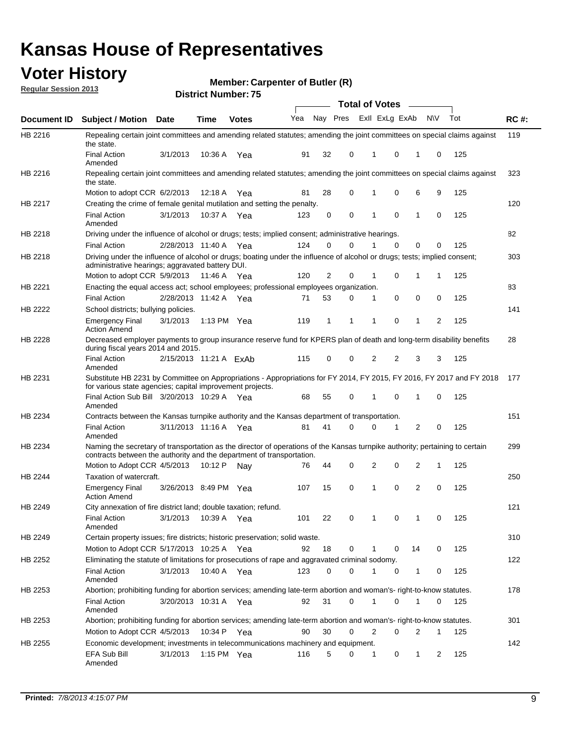# Kansas House of Representatives

## Voter History

**Regular Session 2013**

**Member: Carpenter of Butler (R)**

**District Number: 75**

| Document ID | Subject / Motion | Date | Time | Votes | Yea | Nay | Pres | ExlI | ExLg | ExAb | N\V | Tot | RC #: |
|---|---|---|---|---|---|---|---|---|---|---|---|---|---|
| HB 2216 | Repealing certain joint committees and amending related statutes; amending the joint committees on special claims against the state. | | | | | | | | | | | | 119 |
| | Final Action Amended | 3/1/2013 | 10:36 A | Yea | 91 | 32 | 0 | 1 | 0 | 1 | 0 | 125 | |
| HB 2216 | Repealing certain joint committees and amending related statutes; amending the joint committees on special claims against the state. | | | | | | | | | | | | 323 |
| | Motion to adopt CCR | 6/2/2013 | 12:18 A | Yea | 81 | 28 | 0 | 1 | 0 | 6 | 9 | 125 | |
| HB 2217 | Creating the crime of female genital mutilation and setting the penalty. | | | | | | | | | | | | 120 |
| | Final Action Amended | 3/1/2013 | 10:37 A | Yea | 123 | 0 | 0 | 1 | 0 | 1 | 0 | 125 | |
| HB 2218 | Driving under the influence of alcohol or drugs; tests; implied consent; administrative hearings. | | | | | | | | | | | | 82 |
| | Final Action | 2/28/2013 | 11:40 A | Yea | 124 | 0 | 0 | 1 | 0 | 0 | 0 | 125 | |
| HB 2218 | Driving under the influence of alcohol or drugs; boating under the influence of alcohol or drugs; tests; implied consent; administrative hearings; aggravated battery DUI. | | | | | | | | | | | | 303 |
| | Motion to adopt CCR | 5/9/2013 | 11:46 A | Yea | 120 | 2 | 0 | 1 | 0 | 1 | 1 | 125 | |
| HB 2221 | Enacting the equal access act; school employees; professional employees organization. | | | | | | | | | | | | 83 |
| | Final Action | 2/28/2013 | 11:42 A | Yea | 71 | 53 | 0 | 1 | 0 | 0 | 0 | 125 | |
| HB 2222 | School districts; bullying policies. | | | | | | | | | | | | 141 |
| | Emergency Final Action Amend | 3/1/2013 | 1:13 PM | Yea | 119 | 1 | 1 | 1 | 0 | 1 | 2 | 125 | |
| HB 2228 | Decreased employer payments to group insurance reserve fund for KPERS plan of death and long-term disability benefits during fiscal years 2014 and 2015. | | | | | | | | | | | | 28 |
| | Final Action Amended | 2/15/2013 | 11:21 A | ExAb | 115 | 0 | 0 | 2 | 2 | 3 | 3 | 125 | |
| HB 2231 | Substitute HB 2231 by Committee on Appropriations - Appropriations for FY 2014, FY 2015, FY 2016, FY 2017 and FY 2018 for various state agencies; capital improvement projects. | | | | | | | | | | | | 177 |
| | Final Action Sub Bill Amended | 3/20/2013 | 10:29 A | Yea | 68 | 55 | 0 | 1 | 0 | 1 | 0 | 125 | |
| HB 2234 | Contracts between the Kansas turnpike authority and the Kansas department of transportation. | | | | | | | | | | | | 151 |
| | Final Action Amended | 3/11/2013 | 11:16 A | Yea | 81 | 41 | 0 | 0 | 1 | 2 | 0 | 125 | |
| HB 2234 | Naming the secretary of transportation as the director of operations of the Kansas turnpike authority; pertaining to certain contracts between the authority and the department of transportation. | | | | | | | | | | | | 299 |
| | Motion to Adopt CCR | 4/5/2013 | 10:12 P | Nay | 76 | 44 | 0 | 2 | 0 | 2 | 1 | 125 | |
| HB 2244 | Taxation of watercraft. | | | | | | | | | | | | 250 |
| | Emergency Final Action Amend | 3/26/2013 | 8:49 PM | Yea | 107 | 15 | 0 | 1 | 0 | 2 | 0 | 125 | |
| HB 2249 | City annexation of fire district land; double taxation; refund. | | | | | | | | | | | | 121 |
| | Final Action Amended | 3/1/2013 | 10:39 A | Yea | 101 | 22 | 0 | 1 | 0 | 1 | 0 | 125 | |
| HB 2249 | Certain property issues; fire districts; historic preservation; solid waste. | | | | | | | | | | | | 310 |
| | Motion to Adopt CCR | 5/17/2013 | 10:25 A | Yea | 92 | 18 | 0 | 1 | 0 | 14 | 0 | 125 | |
| HB 2252 | Eliminating the statute of limitations for prosecutions of rape and aggravated criminal sodomy. | | | | | | | | | | | | 122 |
| | Final Action Amended | 3/1/2013 | 10:40 A | Yea | 123 | 0 | 0 | 1 | 0 | 1 | 0 | 125 | |
| HB 2253 | Abortion; prohibiting funding for abortion services; amending late-term abortion and woman's- right-to-know statutes. | | | | | | | | | | | | 178 |
| | Final Action Amended | 3/20/2013 | 10:31 A | Yea | 92 | 31 | 0 | 1 | 0 | 1 | 0 | 125 | |
| HB 2253 | Abortion; prohibiting funding for abortion services; amending late-term abortion and woman's- right-to-know statutes. | | | | | | | | | | | | 301 |
| | Motion to Adopt CCR | 4/5/2013 | 10:34 P | Yea | 90 | 30 | 0 | 2 | 0 | 2 | 1 | 125 | |
| HB 2255 | Economic development; investments in telecommunications machinery and equipment. | | | | | | | | | | | | 142 |
| | EFA Sub Bill Amended | 3/1/2013 | 1:15 PM | Yea | 116 | 5 | 0 | 1 | 0 | 1 | 2 | 125 | |

**Printed:** *7/8/2013 4:15:07 PM*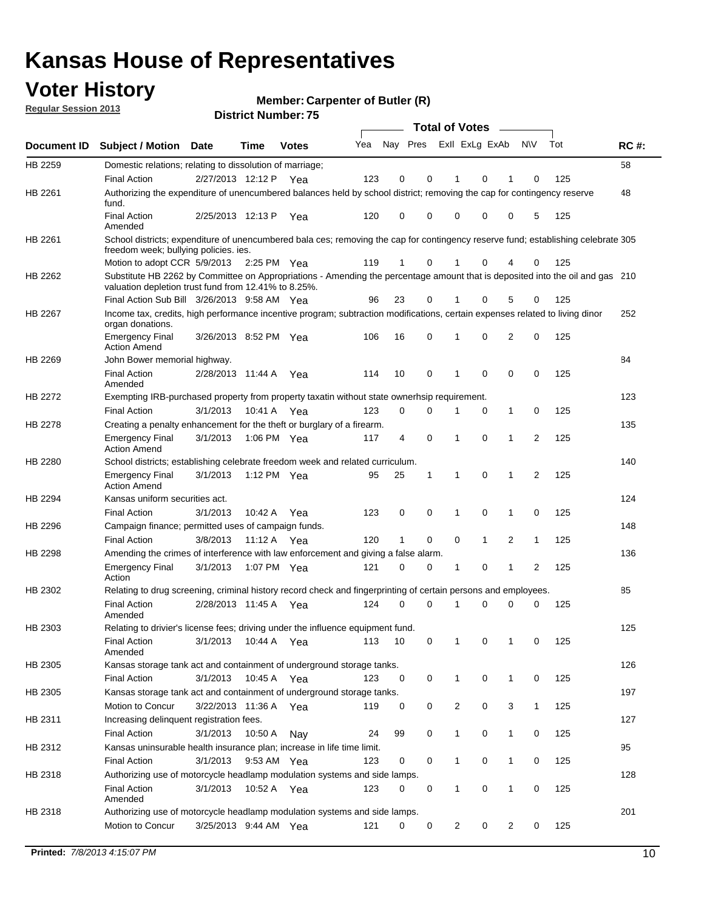# Kansas House of Representatives

## Voter History

**Regular Session 2013**

**Member: Carpenter of Butler (R)**

**District Number: 75**

| Document ID | Subject / Motion | Date | Time | Votes | Yea | Nay | Pres | ExII | ExLg | ExAb | N\V | Tot | RC #: |
|---|---|---|---|---|---|---|---|---|---|---|---|---|---|
| HB 2259 | Domestic relations; relating to dissolution of marriage; | | | | | | | | | | | | 58 |
| | Final Action | 2/27/2013 | 12:12 P | Yea | 123 | 0 | 0 | 1 | 0 | 1 | 0 | 125 | |
| HB 2261 | Authorizing the expenditure of unencumbered balances held by school district; removing the cap for contingency reserve fund. | | | | | | | | | | | | 48 |
| | Final Action Amended | 2/25/2013 | 12:13 P | Yea | 120 | 0 | 0 | 0 | 0 | 0 | 5 | 125 | |
| HB 2261 | School districts; expenditure of unencumbered bala ces; removing the cap for contingency reserve fund; establishing celebrate freedom week; bullying policies. ies. | | | | | | | | | | | | 305 |
| | Motion to adopt CCR | 5/9/2013 | 2:25 PM | Yea | 119 | 1 | 0 | 1 | 0 | 4 | 0 | 125 | |
| HB 2262 | Substitute HB 2262 by Committee on Appropriations - Amending the percentage amount that is deposited into the oil and gas valuation depletion trust fund from 12.41% to 8.25%. | | | | | | | | | | | | 210 |
| | Final Action Sub Bill | 3/26/2013 | 9:58 AM | Yea | 96 | 23 | 0 | 1 | 0 | 5 | 0 | 125 | |
| HB 2267 | Income tax, credits, high performance incentive program; subtraction modifications, certain expenses related to living dinor organ donations. | | | | | | | | | | | | 252 |
| | Emergency Final Action Amend | 3/26/2013 | 8:52 PM | Yea | 106 | 16 | 0 | 1 | 0 | 2 | 0 | 125 | |
| HB 2269 | John Bower memorial highway. | | | | | | | | | | | | 84 |
| | Final Action Amended | 2/28/2013 | 11:44 A | Yea | 114 | 10 | 0 | 1 | 0 | 0 | 0 | 125 | |
| HB 2272 | Exempting IRB-purchased property from property taxatin without state ownerhsip requirement. | | | | | | | | | | | | 123 |
| | Final Action | 3/1/2013 | 10:41 A | Yea | 123 | 0 | 0 | 1 | 0 | 1 | 0 | 125 | |
| HB 2278 | Creating a penalty enhancement for the theft or burglary of a firearm. | | | | | | | | | | | | 135 |
| | Emergency Final Action Amend | 3/1/2013 | 1:06 PM | Yea | 117 | 4 | 0 | 1 | 0 | 1 | 2 | 125 | |
| HB 2280 | School districts; establishing celebrate freedom week and related curriculum. | | | | | | | | | | | | 140 |
| | Emergency Final Action Amend | 3/1/2013 | 1:12 PM | Yea | 95 | 25 | 1 | 1 | 0 | 1 | 2 | 125 | |
| HB 2294 | Kansas uniform securities act. | | | | | | | | | | | | 124 |
| | Final Action | 3/1/2013 | 10:42 A | Yea | 123 | 0 | 0 | 1 | 0 | 1 | 0 | 125 | |
| HB 2296 | Campaign finance; permitted uses of campaign funds. | | | | | | | | | | | | 148 |
| | Final Action | 3/8/2013 | 11:12 A | Yea | 120 | 1 | 0 | 0 | 1 | 2 | 1 | 125 | |
| HB 2298 | Amending the crimes of interference with law enforcement and giving a false alarm. | | | | | | | | | | | | 136 |
| | Emergency Final Action | 3/1/2013 | 1:07 PM | Yea | 121 | 0 | 0 | 1 | 0 | 1 | 2 | 125 | |
| HB 2302 | Relating to drug screening, criminal history record check and fingerprinting of certain persons and employees. | | | | | | | | | | | | 85 |
| | Final Action Amended | 2/28/2013 | 11:45 A | Yea | 124 | 0 | 0 | 1 | 0 | 0 | 0 | 125 | |
| HB 2303 | Relating to drivier's license fees; driving under the influence equipment fund. | | | | | | | | | | | | 125 |
| | Final Action Amended | 3/1/2013 | 10:44 A | Yea | 113 | 10 | 0 | 1 | 0 | 1 | 0 | 125 | |
| HB 2305 | Kansas storage tank act and containment of underground storage tanks. | | | | | | | | | | | | 126 |
| | Final Action | 3/1/2013 | 10:45 A | Yea | 123 | 0 | 0 | 1 | 0 | 1 | 0 | 125 | |
| HB 2305 | Kansas storage tank act and containment of underground storage tanks. | | | | | | | | | | | | 197 |
| | Motion to Concur | 3/22/2013 | 11:36 A | Yea | 119 | 0 | 0 | 2 | 0 | 3 | 1 | 125 | |
| HB 2311 | Increasing delinquent registration fees. | | | | | | | | | | | | 127 |
| | Final Action | 3/1/2013 | 10:50 A | Nay | 24 | 99 | 0 | 1 | 0 | 1 | 0 | 125 | |
| HB 2312 | Kansas uninsurable health insurance plan; increase in life time limit. | | | | | | | | | | | | 95 |
| | Final Action | 3/1/2013 | 9:53 AM | Yea | 123 | 0 | 0 | 1 | 0 | 1 | 0 | 125 | |
| HB 2318 | Authorizing use of motorcycle headlamp modulation systems and side lamps. | | | | | | | | | | | | 128 |
| | Final Action Amended | 3/1/2013 | 10:52 A | Yea | 123 | 0 | 0 | 1 | 0 | 1 | 0 | 125 | |
| HB 2318 | Authorizing use of motorcycle headlamp modulation systems and side lamps. | | | | | | | | | | | | 201 |
| | Motion to Concur | 3/25/2013 | 9:44 AM | Yea | 121 | 0 | 0 | 2 | 0 | 2 | 0 | 125 | |

**Printed:** *7/8/2013 4:15:07 PM*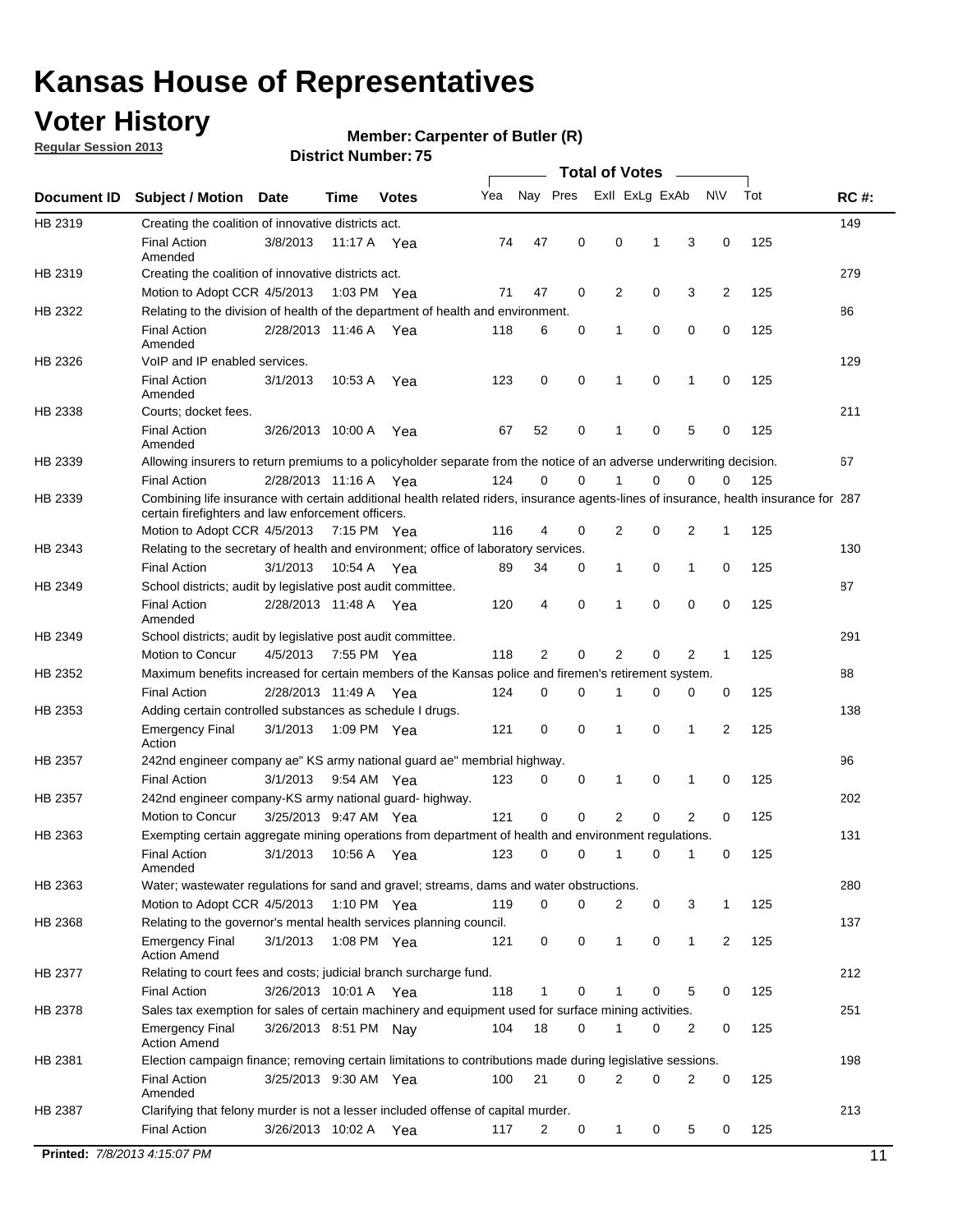# Kansas House of Representatives

## Voter History

**Regular Session 2013**

**Member: Carpenter of Butler (R)**

**District Number: 75**

| Document ID | Subject / Motion | Date | Time | Votes | Yea | Nay | Pres | ExII | ExLg | ExAb | N\V | Tot | RC #: |
|---|---|---|---|---|---|---|---|---|---|---|---|---|---|
| HB 2319 | Creating the coalition of innovative districts act. | | | | | | | | | | | | 149 |
| | Final Action Amended | 3/8/2013 | 11:17 A | Yea | 74 | 47 | 0 | 0 | 1 | 3 | 0 | 125 | |
| HB 2319 | Creating the coalition of innovative districts act. | | | | | | | | | | | | 279 |
| | Motion to Adopt CCR | 4/5/2013 | 1:03 PM | Yea | 71 | 47 | 0 | 2 | 0 | 3 | 2 | 125 | |
| HB 2322 | Relating to the division of health of the department of health and environment. | | | | | | | | | | | | 86 |
| | Final Action Amended | 2/28/2013 | 11:46 A | Yea | 118 | 6 | 0 | 1 | 0 | 0 | 0 | 125 | |
| HB 2326 | VoIP and IP enabled services. | | | | | | | | | | | | 129 |
| | Final Action Amended | 3/1/2013 | 10:53 A | Yea | 123 | 0 | 0 | 1 | 0 | 1 | 0 | 125 | |
| HB 2338 | Courts; docket fees. | | | | | | | | | | | | 211 |
| | Final Action Amended | 3/26/2013 | 10:00 A | Yea | 67 | 52 | 0 | 1 | 0 | 5 | 0 | 125 | |
| HB 2339 | Allowing insurers to return premiums to a policyholder separate from the notice of an adverse underwriting decision. | | | | | | | | | | | | 67 |
| | Final Action | 2/28/2013 | 11:16 A | Yea | 124 | 0 | 0 | 1 | 0 | 0 | 0 | 125 | |
| HB 2339 | Combining life insurance with certain additional health related riders, insurance agents-lines of insurance, health insurance for certain firefighters and law enforcement officers. | | | | | | | | | | | | 287 |
| | Motion to Adopt CCR | 4/5/2013 | 7:15 PM | Yea | 116 | 4 | 0 | 2 | 0 | 2 | 1 | 125 | |
| HB 2343 | Relating to the secretary of health and environment; office of laboratory services. | | | | | | | | | | | | 130 |
| | Final Action | 3/1/2013 | 10:54 A | Yea | 89 | 34 | 0 | 1 | 0 | 1 | 0 | 125 | |
| HB 2349 | School districts; audit by legislative post audit committee. | | | | | | | | | | | | 87 |
| | Final Action Amended | 2/28/2013 | 11:48 A | Yea | 120 | 4 | 0 | 1 | 0 | 0 | 0 | 125 | |
| HB 2349 | School districts; audit by legislative post audit committee. | | | | | | | | | | | | 291 |
| | Motion to Concur | 4/5/2013 | 7:55 PM | Yea | 118 | 2 | 0 | 2 | 0 | 2 | 1 | 125 | |
| HB 2352 | Maximum benefits increased for certain members of the Kansas police and firemen's retirement system. | | | | | | | | | | | | 88 |
| | Final Action | 2/28/2013 | 11:49 A | Yea | 124 | 0 | 0 | 1 | 0 | 0 | 0 | 125 | |
| HB 2353 | Adding certain controlled substances as schedule I drugs. | | | | | | | | | | | | 138 |
| | Emergency Final Action | 3/1/2013 | 1:09 PM | Yea | 121 | 0 | 0 | 1 | 0 | 1 | 2 | 125 | |
| HB 2357 | 242nd engineer company ae" KS army national guard ae" membrial highway. | | | | | | | | | | | | 96 |
| | Final Action | 3/1/2013 | 9:54 AM | Yea | 123 | 0 | 0 | 1 | 0 | 1 | 0 | 125 | |
| HB 2357 | 242nd engineer company-KS army national guard- highway. | | | | | | | | | | | | 202 |
| | Motion to Concur | 3/25/2013 | 9:47 AM | Yea | 121 | 0 | 0 | 2 | 0 | 2 | 0 | 125 | |
| HB 2363 | Exempting certain aggregate mining operations from department of health and environment regulations. | | | | | | | | | | | | 131 |
| | Final Action Amended | 3/1/2013 | 10:56 A | Yea | 123 | 0 | 0 | 1 | 0 | 1 | 0 | 125 | |
| HB 2363 | Water; wastewater regulations for sand and gravel; streams, dams and water obstructions. | | | | | | | | | | | | 280 |
| | Motion to Adopt CCR | 4/5/2013 | 1:10 PM | Yea | 119 | 0 | 0 | 2 | 0 | 3 | 1 | 125 | |
| HB 2368 | Relating to the governor's mental health services planning council. | | | | | | | | | | | | 137 |
| | Emergency Final Action Amend | 3/1/2013 | 1:08 PM | Yea | 121 | 0 | 0 | 1 | 0 | 1 | 2 | 125 | |
| HB 2377 | Relating to court fees and costs; judicial branch surcharge fund. | | | | | | | | | | | | 212 |
| | Final Action | 3/26/2013 | 10:01 A | Yea | 118 | 1 | 0 | 1 | 0 | 5 | 0 | 125 | |
| HB 2378 | Sales tax exemption for sales of certain machinery and equipment used for surface mining activities. | | | | | | | | | | | | 251 |
| | Emergency Final Action Amend | 3/26/2013 | 8:51 PM | Nay | 104 | 18 | 0 | 1 | 0 | 2 | 0 | 125 | |
| HB 2381 | Election campaign finance; removing certain limitations to contributions made during legislative sessions. | | | | | | | | | | | | 198 |
| | Final Action Amended | 3/25/2013 | 9:30 AM | Yea | 100 | 21 | 0 | 2 | 0 | 2 | 0 | 125 | |
| HB 2387 | Clarifying that felony murder is not a lesser included offense of capital murder. | | | | | | | | | | | | 213 |
| | Final Action | 3/26/2013 | 10:02 A | Yea | 117 | 2 | 0 | 1 | 0 | 5 | 0 | 125 | |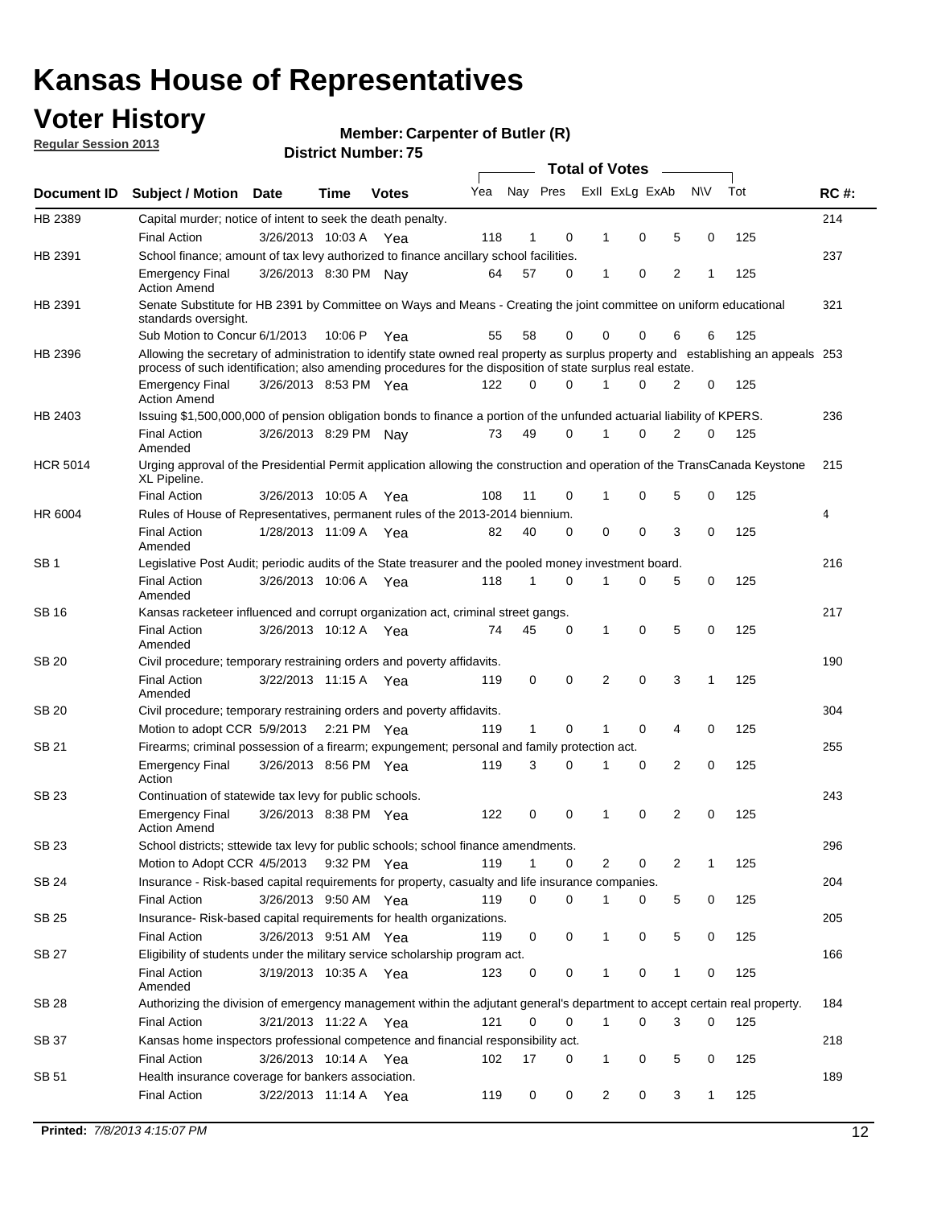# Kansas House of Representatives

## Voter History

**Regular Session 2013**

**Member: Carpenter of Butler (R)**

**District Number: 75**

| Document ID | Subject / Motion | Date | Time | Votes | Yea | Nay | Pres | ExII | ExLg | ExAb | N\V | Tot | RC #: |
|---|---|---|---|---|---|---|---|---|---|---|---|---|---|
| HB 2389 | Capital murder; notice of intent to seek the death penalty. | | | | | | | | | | | | 214 |
| | Final Action | 3/26/2013 | 10:03 A | Yea | 118 | 1 | 0 | 1 | 0 | 5 | 0 | 125 | |
| HB 2391 | School finance; amount of tax levy authorized to finance ancillary school facilities. | | | | | | | | | | | | 237 |
| | Emergency Final Action Amend | 3/26/2013 | 8:30 PM | Nay | 64 | 57 | 0 | 1 | 0 | 2 | 1 | 125 | |
| HB 2391 | Senate Substitute for HB 2391 by Committee on Ways and Means - Creating the joint committee on uniform educational standards oversight. | | | | | | | | | | | | 321 |
| | Sub Motion to Concur | 6/1/2013 | 10:06 P | Yea | 55 | 58 | 0 | 0 | 0 | 6 | 6 | 125 | |
| HB 2396 | Allowing the secretary of administration to identify state owned real property as surplus property and establishing an appeals process of such identification; also amending procedures for the disposition of state surplus real estate. | | | | | | | | | | | | 253 |
| | Emergency Final Action Amend | 3/26/2013 | 8:53 PM | Yea | 122 | 0 | 0 | 1 | 0 | 2 | 0 | 125 | |
| HB 2403 | Issuing $1,500,000,000 of pension obligation bonds to finance a portion of the unfunded actuarial liability of KPERS. | | | | | | | | | | | | 236 |
| | Final Action Amended | 3/26/2013 | 8:29 PM | Nay | 73 | 49 | 0 | 1 | 0 | 2 | 0 | 125 | |
| HCR 5014 | Urging approval of the Presidential Permit application allowing the construction and operation of the TransCanada Keystone XL Pipeline. | | | | | | | | | | | | 215 |
| | Final Action | 3/26/2013 | 10:05 A | Yea | 108 | 11 | 0 | 1 | 0 | 5 | 0 | 125 | |
| HR 6004 | Rules of House of Representatives, permanent rules of the 2013-2014 biennium. | | | | | | | | | | | | 4 |
| | Final Action Amended | 1/28/2013 | 11:09 A | Yea | 82 | 40 | 0 | 0 | 0 | 3 | 0 | 125 | |
| SB 1 | Legislative Post Audit; periodic audits of the State treasurer and the pooled money investment board. | | | | | | | | | | | | 216 |
| | Final Action Amended | 3/26/2013 | 10:06 A | Yea | 118 | 1 | 0 | 1 | 0 | 5 | 0 | 125 | |
| SB 16 | Kansas racketeer influenced and corrupt organization act, criminal street gangs. | | | | | | | | | | | | 217 |
| | Final Action Amended | 3/26/2013 | 10:12 A | Yea | 74 | 45 | 0 | 1 | 0 | 5 | 0 | 125 | |
| SB 20 | Civil procedure; temporary restraining orders and poverty affidavits. | | | | | | | | | | | | 190 |
| | Final Action Amended | 3/22/2013 | 11:15 A | Yea | 119 | 0 | 0 | 2 | 0 | 3 | 1 | 125 | |
| SB 20 | Civil procedure; temporary restraining orders and poverty affidavits. | | | | | | | | | | | | 304 |
| | Motion to adopt CCR | 5/9/2013 | 2:21 PM | Yea | 119 | 1 | 0 | 1 | 0 | 4 | 0 | 125 | |
| SB 21 | Firearms; criminal possession of a firearm; expungement; personal and family protection act. | | | | | | | | | | | | 255 |
| | Emergency Final Action | 3/26/2013 | 8:56 PM | Yea | 119 | 3 | 0 | 1 | 0 | 2 | 0 | 125 | |
| SB 23 | Continuation of statewide tax levy for public schools. | | | | | | | | | | | | 243 |
| | Emergency Final Action Amend | 3/26/2013 | 8:38 PM | Yea | 122 | 0 | 0 | 1 | 0 | 2 | 0 | 125 | |
| SB 23 | School districts; sttewide tax levy for public schools; school finance amendments. | | | | | | | | | | | | 296 |
| | Motion to Adopt CCR | 4/5/2013 | 9:32 PM | Yea | 119 | 1 | 0 | 2 | 0 | 2 | 1 | 125 | |
| SB 24 | Insurance - Risk-based capital requirements for property, casualty and life insurance companies. | | | | | | | | | | | | 204 |
| | Final Action | 3/26/2013 | 9:50 AM | Yea | 119 | 0 | 0 | 1 | 0 | 5 | 0 | 125 | |
| SB 25 | Insurance- Risk-based capital requirements for health organizations. | | | | | | | | | | | | 205 |
| | Final Action | 3/26/2013 | 9:51 AM | Yea | 119 | 0 | 0 | 1 | 0 | 5 | 0 | 125 | |
| SB 27 | Eligibility of students under the military service scholarship program act. | | | | | | | | | | | | 166 |
| | Final Action Amended | 3/19/2013 | 10:35 A | Yea | 123 | 0 | 0 | 1 | 0 | 1 | 0 | 125 | |
| SB 28 | Authorizing the division of emergency management within the adjutant general's department to accept certain real property. | | | | | | | | | | | | 184 |
| | Final Action | 3/21/2013 | 11:22 A | Yea | 121 | 0 | 0 | 1 | 0 | 3 | 0 | 125 | |
| SB 37 | Kansas home inspectors professional competence and financial responsibility act. | | | | | | | | | | | | 218 |
| | Final Action | 3/26/2013 | 10:14 A | Yea | 102 | 17 | 0 | 1 | 0 | 5 | 0 | 125 | |
| SB 51 | Health insurance coverage for bankers association. | | | | | | | | | | | | 189 |
| | Final Action | 3/22/2013 | 11:14 A | Yea | 119 | 0 | 0 | 2 | 0 | 3 | 1 | 125 | |

**Printed:** 7/8/2013 4:15:07 PM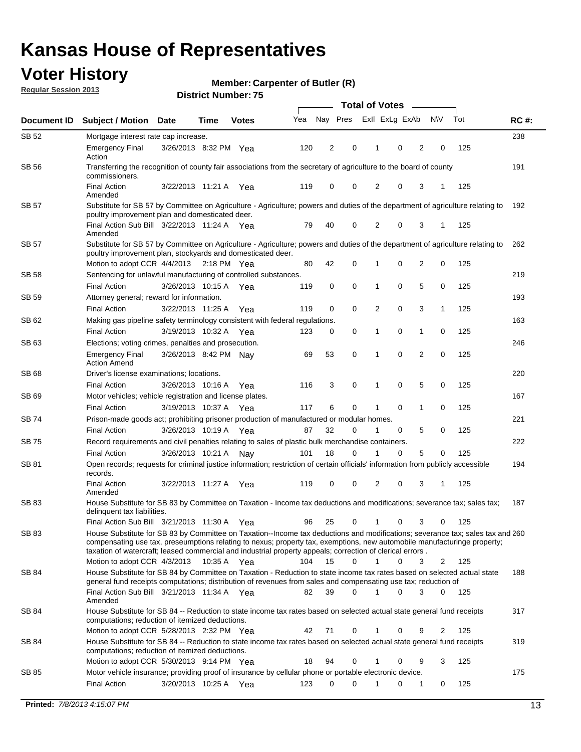# Kansas House of Representatives

## Voter History

**Regular Session 2013**

**Member: Carpenter of Butler (R)**

**District Number: 75**

| Document ID | Subject / Motion | Date | Time | Votes | Yea | Nay | Pres | ExII | ExLg | ExAb | N\V | Tot | RC #: |
|---|---|---|---|---|---|---|---|---|---|---|---|---|---|
| SB 52 | Mortgage interest rate cap increase. | | | | | | | | | | | | 238 |
| | Emergency Final Action | 3/26/2013 | 8:32 PM | Yea | 120 | 2 | 0 | 1 | 0 | 2 | 0 | 125 | |
| SB 56 | Transferring the recognition of county fair associations from the secretary of agriculture to the board of county commissioners. | | | | | | | | | | | | 191 |
| | Final Action Amended | 3/22/2013 | 11:21 A | Yea | 119 | 0 | 0 | 2 | 0 | 3 | 1 | 125 | |
| SB 57 | Substitute for SB 57 by Committee on Agriculture - Agriculture; powers and duties of the department of agriculture relating to poultry improvement plan and domesticated deer. | | | | | | | | | | | | 192 |
| | Final Action Sub Bill Amended | 3/22/2013 | 11:24 A | Yea | 79 | 40 | 0 | 2 | 0 | 3 | 1 | 125 | |
| SB 57 | Substitute for SB 57 by Committee on Agriculture - Agriculture; powers and duties of the department of agriculture relating to poultry improvement plan, stockyards and domesticated deer. | | | | | | | | | | | | 262 |
| | Motion to adopt CCR | 4/4/2013 | 2:18 PM | Yea | 80 | 42 | 0 | 1 | 0 | 2 | 0 | 125 | |
| SB 58 | Sentencing for unlawful manufacturing of controlled substances. | | | | | | | | | | | | 219 |
| | Final Action | 3/26/2013 | 10:15 A | Yea | 119 | 0 | 0 | 1 | 0 | 5 | 0 | 125 | |
| SB 59 | Attorney general; reward for information. | | | | | | | | | | | | 193 |
| | Final Action | 3/22/2013 | 11:25 A | Yea | 119 | 0 | 0 | 2 | 0 | 3 | 1 | 125 | |
| SB 62 | Making gas pipeline safety terminology consistent with federal regulations. | | | | | | | | | | | | 163 |
| | Final Action | 3/19/2013 | 10:32 A | Yea | 123 | 0 | 0 | 1 | 0 | 1 | 0 | 125 | |
| SB 63 | Elections; voting crimes, penalties and prosecution. | | | | | | | | | | | | 246 |
| | Emergency Final Action Amend | 3/26/2013 | 8:42 PM | Nay | 69 | 53 | 0 | 1 | 0 | 2 | 0 | 125 | |
| SB 68 | Driver's license examinations; locations. | | | | | | | | | | | | 220 |
| | Final Action | 3/26/2013 | 10:16 A | Yea | 116 | 3 | 0 | 1 | 0 | 5 | 0 | 125 | |
| SB 69 | Motor vehicles; vehicle registration and license plates. | | | | | | | | | | | | 167 |
| | Final Action | 3/19/2013 | 10:37 A | Yea | 117 | 6 | 0 | 1 | 0 | 1 | 0 | 125 | |
| SB 74 | Prison-made goods act; prohibiting prisoner production of manufactured or modular homes. | | | | | | | | | | | | 221 |
| | Final Action | 3/26/2013 | 10:19 A | Yea | 87 | 32 | 0 | 1 | 0 | 5 | 0 | 125 | |
| SB 75 | Record requirements and civil penalties relating to sales of plastic bulk merchandise containers. | | | | | | | | | | | | 222 |
| | Final Action | 3/26/2013 | 10:21 A | Nay | 101 | 18 | 0 | 1 | 0 | 5 | 0 | 125 | |
| SB 81 | Open records; requests for criminal justice information; restriction of certain officials' information from publicly accessible records. | | | | | | | | | | | | 194 |
| | Final Action Amended | 3/22/2013 | 11:27 A | Yea | 119 | 0 | 0 | 2 | 0 | 3 | 1 | 125 | |
| SB 83 | House Substitute for SB 83 by Committee on Taxation - Income tax deductions and modifications; severance tax; sales tax; delinquent tax liabilities. | | | | | | | | | | | | 187 |
| | Final Action Sub Bill | 3/21/2013 | 11:30 A | Yea | 96 | 25 | 0 | 1 | 0 | 3 | 0 | 125 | |
| SB 83 | House Substitute for SB 83 by Committee on Taxation--Income tax deductions and modifications; severance tax; sales tax and compensating use tax, preseumptions relating to nexus; property tax, exemptions, new automobile manufacturinge property; taxation of watercraft; leased commercial and industrial property appeals; correction of clerical errors . | | | | | | | | | | | | 260 |
| | Motion to adopt CCR | 4/3/2013 | 10:35 A | Yea | 104 | 15 | 0 | 1 | 0 | 3 | 2 | 125 | |
| SB 84 | House Substitute for SB 84 by Committee on Taxation - Reduction to state income tax rates based on selected actual state general fund receipts computations; distribution of revenues from sales and compensating use tax; reduction of | | | | | | | | | | | | 188 |
| | Final Action Sub Bill Amended | 3/21/2013 | 11:34 A | Yea | 82 | 39 | 0 | 1 | 0 | 3 | 0 | 125 | |
| SB 84 | House Substitute for SB 84 -- Reduction to state income tax rates based on selected actual state general fund receipts computations; reduction of itemized deductions. | | | | | | | | | | | | 317 |
| | Motion to adopt CCR | 5/28/2013 | 2:32 PM | Yea | 42 | 71 | 0 | 1 | 0 | 9 | 2 | 125 | |
| SB 84 | House Substitute for SB 84 -- Reduction to state income tax rates based on selected actual state general fund receipts computations; reduction of itemized deductions. | | | | | | | | | | | | 319 |
| | Motion to adopt CCR | 5/30/2013 | 9:14 PM | Yea | 18 | 94 | 0 | 1 | 0 | 9 | 3 | 125 | |
| SB 85 | Motor vehicle insurance; providing proof of insurance by cellular phone or portable electronic device. | | | | | | | | | | | | 175 |
| | Final Action | 3/20/2013 | 10:25 A | Yea | 123 | 0 | 0 | 1 | 0 | 1 | 0 | 125 | |

**Printed:** 7/8/2013 4:15:07 PM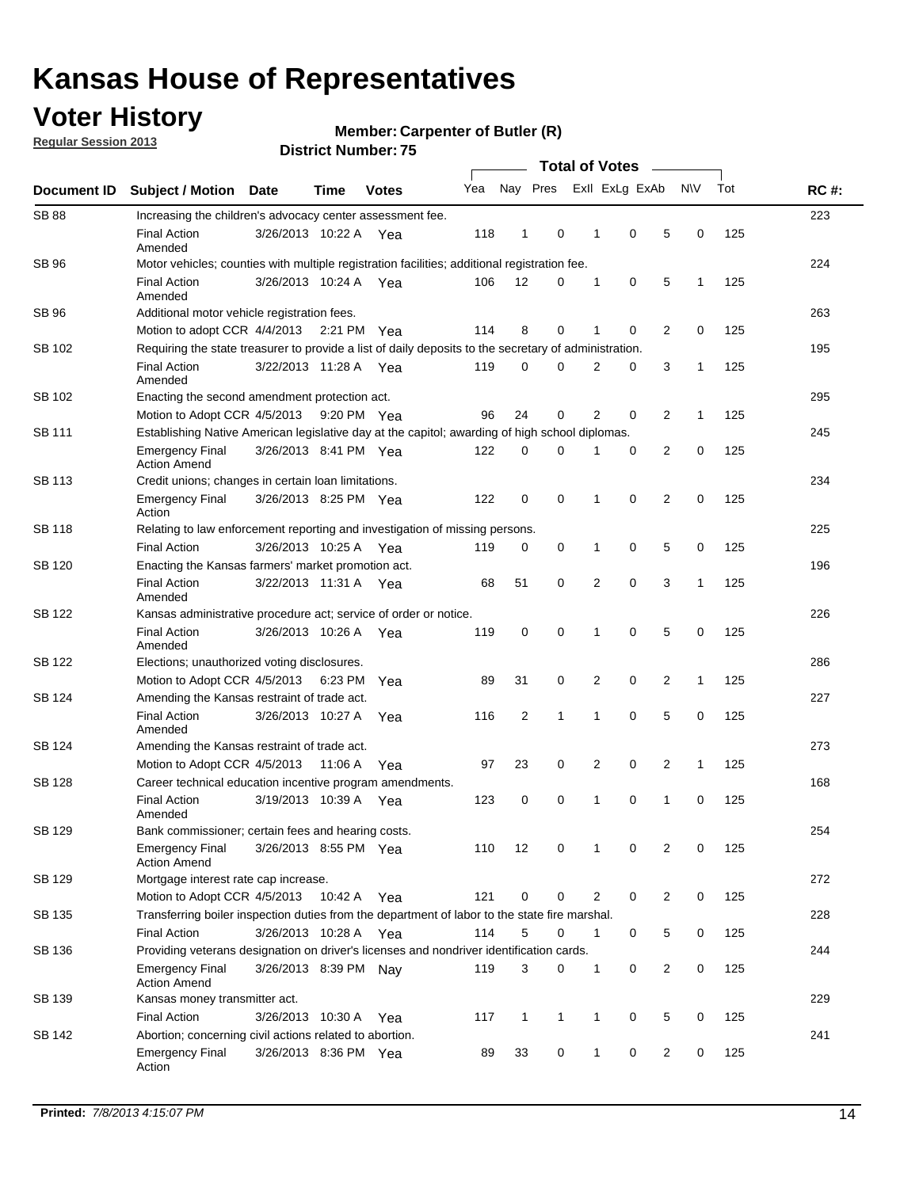# Kansas House of Representatives

## Voter History

**Regular Session 2013**

**Member: Carpenter of Butler (R)**

**District Number: 75**

| Document ID | Subject / Motion | Date | Time | Votes | Yea | Nay | Pres | ExII | ExLg | ExAb | N\V | Tot | RC #: |
|---|---|---|---|---|---|---|---|---|---|---|---|---|---|
| SB 88 | Increasing the children's advocacy center assessment fee. | | | | | | | | | | | | 223 |
| | Final Action Amended | 3/26/2013 | 10:22 A | Yea | 118 | 1 | 0 | 1 | 0 | 5 | 0 | 125 | |
| SB 96 | Motor vehicles; counties with multiple registration facilities; additional registration fee. | | | | | | | | | | | | 224 |
| | Final Action Amended | 3/26/2013 | 10:24 A | Yea | 106 | 12 | 0 | 1 | 0 | 5 | 1 | 125 | |
| SB 96 | Additional motor vehicle registration fees. | | | | | | | | | | | | 263 |
| | Motion to adopt CCR | 4/4/2013 | 2:21 PM | Yea | 114 | 8 | 0 | 1 | 0 | 2 | 0 | 125 | |
| SB 102 | Requiring the state treasurer to provide a list of daily deposits to the secretary of administration. | | | | | | | | | | | | 195 |
| | Final Action Amended | 3/22/2013 | 11:28 A | Yea | 119 | 0 | 0 | 2 | 0 | 3 | 1 | 125 | |
| SB 102 | Enacting the second amendment protection act. | | | | | | | | | | | | 295 |
| | Motion to Adopt CCR | 4/5/2013 | 9:20 PM | Yea | 96 | 24 | 0 | 2 | 0 | 2 | 1 | 125 | |
| SB 111 | Establishing Native American legislative day at the capitol; awarding of high school diplomas. | | | | | | | | | | | | 245 |
| | Emergency Final Action Amend | 3/26/2013 | 8:41 PM | Yea | 122 | 0 | 0 | 1 | 0 | 2 | 0 | 125 | |
| SB 113 | Credit unions; changes in certain loan limitations. | | | | | | | | | | | | 234 |
| | Emergency Final Action | 3/26/2013 | 8:25 PM | Yea | 122 | 0 | 0 | 1 | 0 | 2 | 0 | 125 | |
| SB 118 | Relating to law enforcement reporting and investigation of missing persons. | | | | | | | | | | | | 225 |
| | Final Action | 3/26/2013 | 10:25 A | Yea | 119 | 0 | 0 | 1 | 0 | 5 | 0 | 125 | |
| SB 120 | Enacting the Kansas farmers' market promotion act. | | | | | | | | | | | | 196 |
| | Final Action Amended | 3/22/2013 | 11:31 A | Yea | 68 | 51 | 0 | 2 | 0 | 3 | 1 | 125 | |
| SB 122 | Kansas administrative procedure act; service of order or notice. | | | | | | | | | | | | 226 |
| | Final Action Amended | 3/26/2013 | 10:26 A | Yea | 119 | 0 | 0 | 1 | 0 | 5 | 0 | 125 | |
| SB 122 | Elections; unauthorized voting disclosures. | | | | | | | | | | | | 286 |
| | Motion to Adopt CCR | 4/5/2013 | 6:23 PM | Yea | 89 | 31 | 0 | 2 | 0 | 2 | 1 | 125 | |
| SB 124 | Amending the Kansas restraint of trade act. | | | | | | | | | | | | 227 |
| | Final Action Amended | 3/26/2013 | 10:27 A | Yea | 116 | 2 | 1 | 1 | 0 | 5 | 0 | 125 | |
| SB 124 | Amending the Kansas restraint of trade act. | | | | | | | | | | | | 273 |
| | Motion to Adopt CCR | 4/5/2013 | 11:06 A | Yea | 97 | 23 | 0 | 2 | 0 | 2 | 1 | 125 | |
| SB 128 | Career technical education incentive program amendments. | | | | | | | | | | | | 168 |
| | Final Action Amended | 3/19/2013 | 10:39 A | Yea | 123 | 0 | 0 | 1 | 0 | 1 | 0 | 125 | |
| SB 129 | Bank commissioner; certain fees and hearing costs. | | | | | | | | | | | | 254 |
| | Emergency Final Action Amend | 3/26/2013 | 8:55 PM | Yea | 110 | 12 | 0 | 1 | 0 | 2 | 0 | 125 | |
| SB 129 | Mortgage interest rate cap increase. | | | | | | | | | | | | 272 |
| | Motion to Adopt CCR | 4/5/2013 | 10:42 A | Yea | 121 | 0 | 0 | 2 | 0 | 2 | 0 | 125 | |
| SB 135 | Transferring boiler inspection duties from the department of labor to the state fire marshal. | | | | | | | | | | | | 228 |
| | Final Action | 3/26/2013 | 10:28 A | Yea | 114 | 5 | 0 | 1 | 0 | 5 | 0 | 125 | |
| SB 136 | Providing veterans designation on driver's licenses and nondriver identification cards. | | | | | | | | | | | | 244 |
| | Emergency Final Action Amend | 3/26/2013 | 8:39 PM | Nay | 119 | 3 | 0 | 1 | 0 | 2 | 0 | 125 | |
| SB 139 | Kansas money transmitter act. | | | | | | | | | | | | 229 |
| | Final Action | 3/26/2013 | 10:30 A | Yea | 117 | 1 | 1 | 1 | 0 | 5 | 0 | 125 | |
| SB 142 | Abortion; concerning civil actions related to abortion. | | | | | | | | | | | | 241 |
| | Emergency Final Action | 3/26/2013 | 8:36 PM | Yea | 89 | 33 | 0 | 1 | 0 | 2 | 0 | 125 | |

**Printed:** *7/8/2013 4:15:07 PM*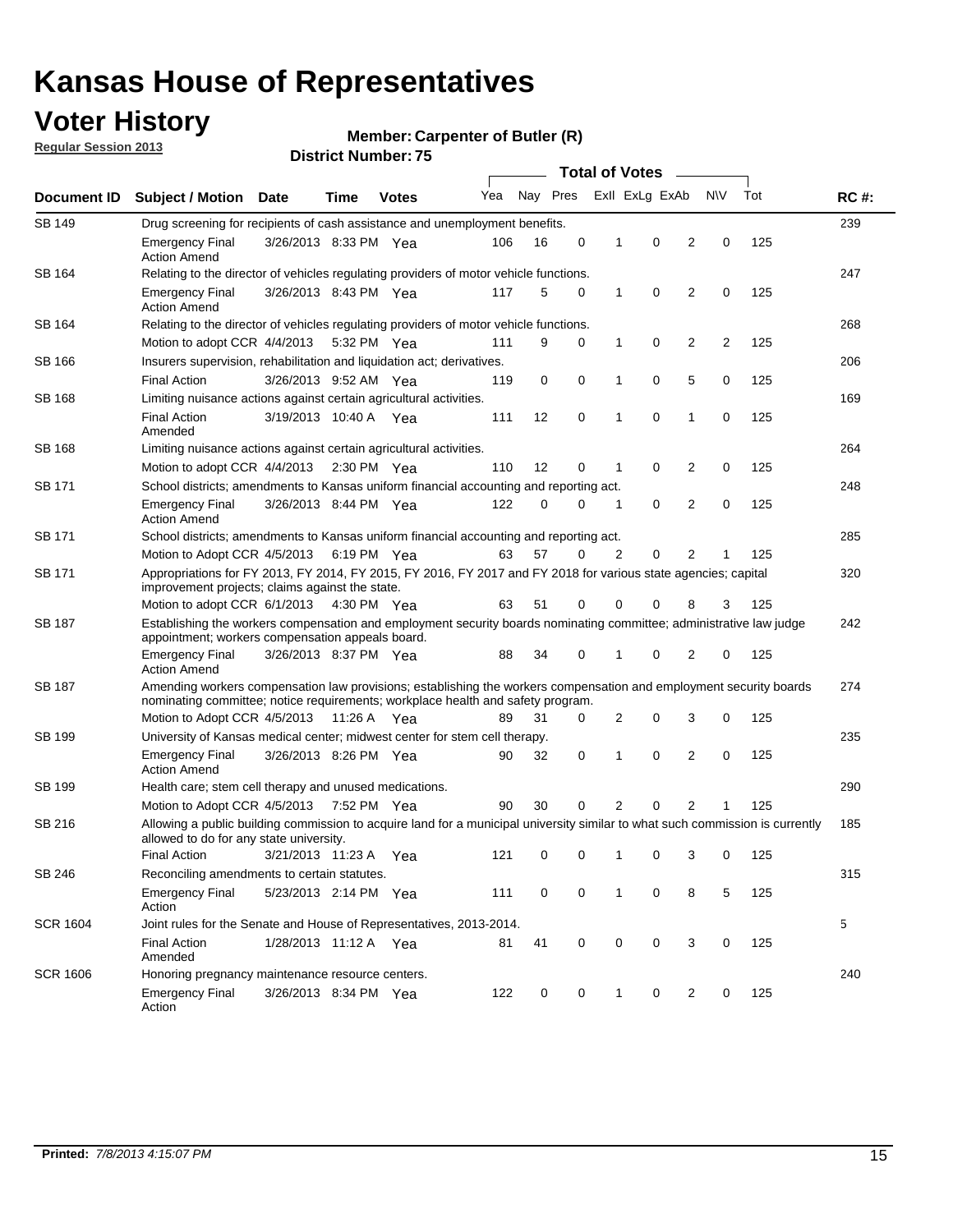# Kansas House of Representatives

## Voter History

**Regular Session 2013**

**Member: Carpenter of Butler (R)**

**District Number: 75**

| Document ID | Subject / Motion | Date | Time | Votes | Yea | Nay | Pres | ExII | ExLg | ExAb | N\V | Tot | RC #: |
|---|---|---|---|---|---|---|---|---|---|---|---|---|---|
| SB 149 | Drug screening for recipients of cash assistance and unemployment benefits. | | | | | | | | | | | | 239 |
| | Emergency Final Action Amend | 3/26/2013 | 8:33 PM | Yea | 106 | 16 | 0 | 1 | 0 | 2 | 0 | 125 | |
| SB 164 | Relating to the director of vehicles regulating providers of motor vehicle functions. | | | | | | | | | | | | 247 |
| | Emergency Final Action Amend | 3/26/2013 | 8:43 PM | Yea | 117 | 5 | 0 | 1 | 0 | 2 | 0 | 125 | |
| SB 164 | Relating to the director of vehicles regulating providers of motor vehicle functions. | | | | | | | | | | | | 268 |
| | Motion to adopt CCR | 4/4/2013 | 5:32 PM | Yea | 111 | 9 | 0 | 1 | 0 | 2 | 2 | 125 | |
| SB 166 | Insurers supervision, rehabilitation and liquidation act; derivatives. | | | | | | | | | | | | 206 |
| | Final Action | 3/26/2013 | 9:52 AM | Yea | 119 | 0 | 0 | 1 | 0 | 5 | 0 | 125 | |
| SB 168 | Limiting nuisance actions against certain agricultural activities. | | | | | | | | | | | | 169 |
| | Final Action Amended | 3/19/2013 | 10:40 A | Yea | 111 | 12 | 0 | 1 | 0 | 1 | 0 | 125 | |
| SB 168 | Limiting nuisance actions against certain agricultural activities. | | | | | | | | | | | | 264 |
| | Motion to adopt CCR | 4/4/2013 | 2:30 PM | Yea | 110 | 12 | 0 | 1 | 0 | 2 | 0 | 125 | |
| SB 171 | School districts; amendments to Kansas uniform financial accounting and reporting act. | | | | | | | | | | | | 248 |
| | Emergency Final Action Amend | 3/26/2013 | 8:44 PM | Yea | 122 | 0 | 0 | 1 | 0 | 2 | 0 | 125 | |
| SB 171 | School districts; amendments to Kansas uniform financial accounting and reporting act. | | | | | | | | | | | | 285 |
| | Motion to Adopt CCR | 4/5/2013 | 6:19 PM | Yea | 63 | 57 | 0 | 2 | 0 | 2 | 1 | 125 | |
| SB 171 | Appropriations for FY 2013, FY 2014, FY 2015, FY 2016, FY 2017 and FY 2018 for various state agencies; capital improvement projects; claims against the state. | | | | | | | | | | | | 320 |
| | Motion to adopt CCR | 6/1/2013 | 4:30 PM | Yea | 63 | 51 | 0 | 0 | 0 | 8 | 3 | 125 | |
| SB 187 | Establishing the workers compensation and employment security boards nominating committee; administrative law judge appointment; workers compensation appeals board. | | | | | | | | | | | | 242 |
| | Emergency Final Action Amend | 3/26/2013 | 8:37 PM | Yea | 88 | 34 | 0 | 1 | 0 | 2 | 0 | 125 | |
| SB 187 | Amending workers compensation law provisions; establishing the workers compensation and employment security boards nominating committee; notice requirements; workplace health and safety program. | | | | | | | | | | | | 274 |
| | Motion to Adopt CCR | 4/5/2013 | 11:26 A | Yea | 89 | 31 | 0 | 2 | 0 | 3 | 0 | 125 | |
| SB 199 | University of Kansas medical center; midwest center for stem cell therapy. | | | | | | | | | | | | 235 |
| | Emergency Final Action Amend | 3/26/2013 | 8:26 PM | Yea | 90 | 32 | 0 | 1 | 0 | 2 | 0 | 125 | |
| SB 199 | Health care; stem cell therapy and unused medications. | | | | | | | | | | | | 290 |
| | Motion to Adopt CCR | 4/5/2013 | 7:52 PM | Yea | 90 | 30 | 0 | 2 | 0 | 2 | 1 | 125 | |
| SB 216 | Allowing a public building commission to acquire land for a municipal university similar to what such commission is currently allowed to do for any state university. | | | | | | | | | | | | 185 |
| | Final Action | 3/21/2013 | 11:23 A | Yea | 121 | 0 | 0 | 1 | 0 | 3 | 0 | 125 | |
| SB 246 | Reconciling amendments to certain statutes. | | | | | | | | | | | | 315 |
| | Emergency Final Action | 5/23/2013 | 2:14 PM | Yea | 111 | 0 | 0 | 1 | 0 | 8 | 5 | 125 | |
| SCR 1604 | Joint rules for the Senate and House of Representatives, 2013-2014. | | | | | | | | | | | | 5 |
| | Final Action Amended | 1/28/2013 | 11:12 A | Yea | 81 | 41 | 0 | 0 | 0 | 3 | 0 | 125 | |
| SCR 1606 | Honoring pregnancy maintenance resource centers. | | | | | | | | | | | | 240 |
| | Emergency Final Action | 3/26/2013 | 8:34 PM | Yea | 122 | 0 | 0 | 1 | 0 | 2 | 0 | 125 | |

**Printed:** *7/8/2013 4:15:07 PM*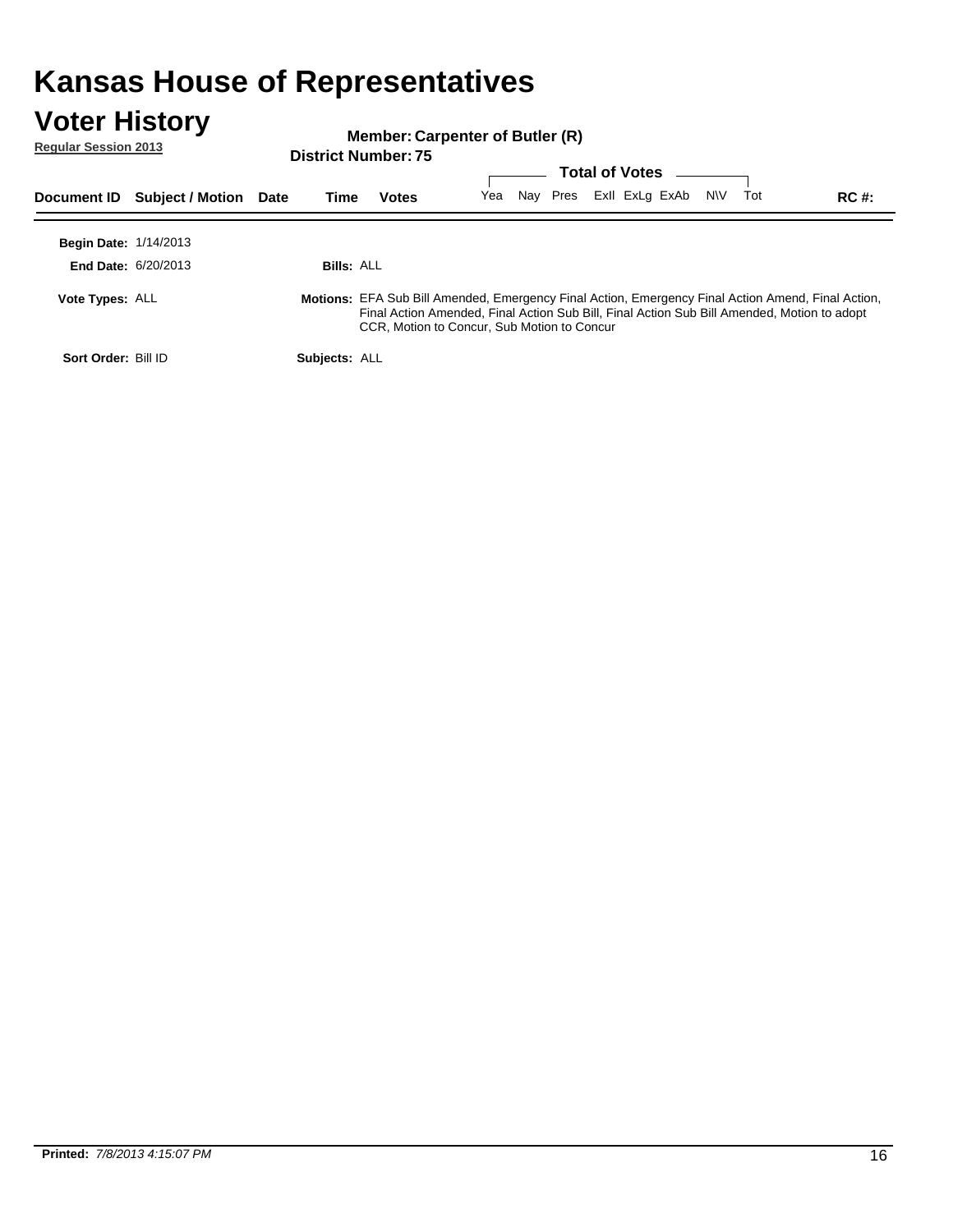# Kansas House of Representatives

## Voter History

**Regular Session 2013**

**Member: Carpenter of Butler (R)**

**District Number: 75**

| Document ID | Subject / Motion | Date | Time | Votes | Yea | Nay | Pres | ExII | ExLg | ExAb | N\V | Tot | RC #: |
|---|---|---|---|---|---|---|---|---|---|---|---|---|---|

**Begin Date:** 1/14/2013

**End Date:** 6/20/2013

**Bills:** ALL

**Vote Types:** ALL

**Motions:** EFA Sub Bill Amended, Emergency Final Action, Emergency Final Action Amend, Final Action, Final Action Amended, Final Action Sub Bill, Final Action Sub Bill Amended, Motion to adopt CCR, Motion to Concur, Sub Motion to Concur

**Sort Order:** Bill ID

**Subjects:** ALL

**Printed:** *7/8/2013 4:15:07 PM*